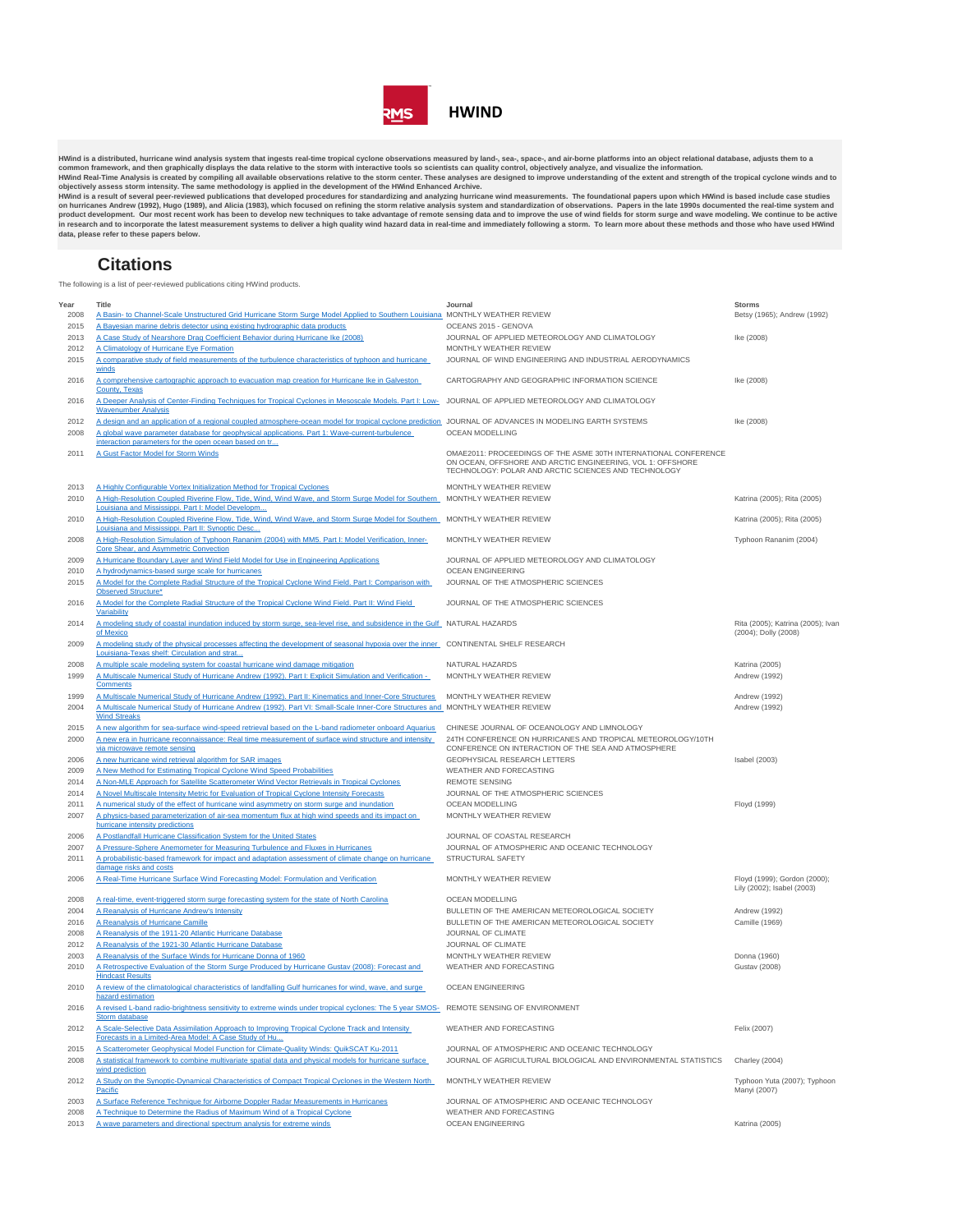# HWIND

**HWind is a distributed, hurricane wind analysis system that ingests real-time tropical cyclone observations measured by land-, sea-, space-, and air-borne platforms into an object relational database, adjusts them to a common framework, and then graphically displays the data relative to the storm with interactive tools so scientists can quality control, objectively analyze, and visualize the information.**

**HWind Real-Time Analysis is created by compiling all available observations relative to the storm center. These analyses are designed to improve understanding of the extent and strength of the tropical cyclone winds and to objectively assess storm intensity. The same methodology is applied in the development of the HWind Enhanced Archive.**

**HWind is a result of several peer-reviewed publications that developed procedures for standardizing and analyzing hurricane wind measurements. The foundational papers upon which HWind is based include case studies on hurricanes Andrew (1992), Hugo (1989), and Alicia (1983), which focused on refining the storm relative analysis system and standardization of observations. Papers in the late 1990s documented the real-time system and product development. Our most recent work has been to develop new techniques to take advantage of remote sensing data and to improve the use of wind fields for storm surge and wave modeling. We continue to be active in research and to incorporate the latest measurement systems to deliver a high quality wind hazard data in real-time and immediately following a storm. To learn more about these methods and those who have used HWind data, please refer to these papers below.**

## Citations

The following is a list of peer-reviewed publications citing HWind products.

| Year | Title | Journal | Storms |
|---|---|---|---|
| 2008 | A Basin- to Channel-Scale Unstructured Grid Hurricane Storm Surge Model Applied to Southern Louisiana | MONTHLY WEATHER REVIEW | Betsy (1965); Andrew (1992) |
| 2015 | A Bayesian marine debris detector using existing hydrographic data products | OCEANS 2015 - GENOVA | |
| 2013 | A Case Study of Nearshore Drag Coefficient Behavior during Hurricane Ike (2008) | JOURNAL OF APPLIED METEOROLOGY AND CLIMATOLOGY | Ike (2008) |
| 2012 | A Climatology of Hurricane Eye Formation | MONTHLY WEATHER REVIEW | |
| 2015 | A comparative study of field measurements of the turbulence characteristics of typhoon and hurricane winds | JOURNAL OF WIND ENGINEERING AND INDUSTRIAL AERODYNAMICS | |
| 2016 | A comprehensive cartographic approach to evacuation map creation for Hurricane Ike in Galveston County, Texas | CARTOGRAPHY AND GEOGRAPHIC INFORMATION SCIENCE | Ike (2008) |
| 2016 | A Deeper Analysis of Center-Finding Techniques for Tropical Cyclones in Mesoscale Models. Part I: Low-Wavenumber Analysis | JOURNAL OF APPLIED METEOROLOGY AND CLIMATOLOGY | |
| 2012 | A design and an application of a regional coupled atmosphere-ocean model for tropical cyclone prediction | JOURNAL OF ADVANCES IN MODELING EARTH SYSTEMS | Ike (2008) |
| 2008 | A global wave parameter database for geophysical applications. Part 1: Wave-current-turbulence interaction parameters for the open ocean based on tr... | OCEAN MODELLING | |
| 2011 | A Gust Factor Model for Storm Winds | OMAE2011: PROCEEDINGS OF THE ASME 30TH INTERNATIONAL CONFERENCE ON OCEAN, OFFSHORE AND ARCTIC ENGINEERING, VOL 1: OFFSHORE TECHNOLOGY: POLAR AND ARCTIC SCIENCES AND TECHNOLOGY | |
| 2013 | A Highly Configurable Vortex Initialization Method for Tropical Cyclones | MONTHLY WEATHER REVIEW | |
| 2010 | A High-Resolution Coupled Riverine Flow, Tide, Wind, Wind Wave, and Storm Surge Model for Southern Louisiana and Mississippi. Part I: Model Developm... | MONTHLY WEATHER REVIEW | Katrina (2005); Rita (2005) |
| 2010 | A High-Resolution Coupled Riverine Flow, Tide, Wind, Wind Wave, and Storm Surge Model for Southern Louisiana and Mississippi. Part II: Synoptic Desc... | MONTHLY WEATHER REVIEW | Katrina (2005); Rita (2005) |
| 2008 | A High-Resolution Simulation of Typhoon Rananim (2004) with MM5. Part I: Model Verification, Inner-Core Shear, and Asymmetric Convection | MONTHLY WEATHER REVIEW | Typhoon Rananim (2004) |
| 2009 | A Hurricane Boundary Layer and Wind Field Model for Use in Engineering Applications | JOURNAL OF APPLIED METEOROLOGY AND CLIMATOLOGY | |
| 2010 | A hydrodynamics-based surge scale for hurricanes | OCEAN ENGINEERING | |
| 2015 | A Model for the Complete Radial Structure of the Tropical Cyclone Wind Field. Part I: Comparison with Observed Structure* | JOURNAL OF THE ATMOSPHERIC SCIENCES | |
| 2016 | A Model for the Complete Radial Structure of the Tropical Cyclone Wind Field. Part II: Wind Field Variability | JOURNAL OF THE ATMOSPHERIC SCIENCES | |
| 2014 | A modeling study of coastal inundation induced by storm surge, sea-level rise, and subsidence in the Gulf of Mexico | NATURAL HAZARDS | Rita (2005); Katrina (2005); Ivan (2004); Dolly (2008) |
| 2009 | A modeling study of the physical processes affecting the development of seasonal hypoxia over the inner Louisiana-Texas shelf: Circulation and strat... | CONTINENTAL SHELF RESEARCH | |
| 2008 | A multiple scale modeling system for coastal hurricane wind damage mitigation | NATURAL HAZARDS | Katrina (2005) |
| 1999 | A Multiscale Numerical Study of Hurricane Andrew (1992). Part I: Explicit Simulation and Verification - Comments | MONTHLY WEATHER REVIEW | Andrew (1992) |
| 1999 | A Multiscale Numerical Study of Hurricane Andrew (1992). Part II: Kinematics and Inner-Core Structures | MONTHLY WEATHER REVIEW | Andrew (1992) |
| 2004 | A Multiscale Numerical Study of Hurricane Andrew (1992). Part VI: Small-Scale Inner-Core Structures and Wind Streaks | MONTHLY WEATHER REVIEW | Andrew (1992) |
| 2015 | A new algorithm for sea-surface wind-speed retrieval based on the L-band radiometer onboard Aquarius | CHINESE JOURNAL OF OCEANOLOGY AND LIMNOLOGY | |
| 2000 | A new era in hurricane reconnaissance: Real time measurement of surface wind structure and intensity via microwave remote sensing | 24TH CONFERENCE ON HURRICANES AND TROPICAL METEOROLOGY/10TH CONFERENCE ON INTERACTION OF THE SEA AND ATMOSPHERE | |
| 2006 | A new hurricane wind retrieval algorithm for SAR images | GEOPHYSICAL RESEARCH LETTERS | Isabel (2003) |
| 2009 | A New Method for Estimating Tropical Cyclone Wind Speed Probabilities | WEATHER AND FORECASTING | |
| 2014 | A Non-MLE Approach for Satellite Scatterometer Wind Vector Retrievals in Tropical Cyclones | REMOTE SENSING | |
| 2014 | A Novel Multiscale Intensity Metric for Evaluation of Tropical Cyclone Intensity Forecasts | JOURNAL OF THE ATMOSPHERIC SCIENCES | |
| 2011 | A numerical study of the effect of hurricane wind asymmetry on storm surge and inundation | OCEAN MODELLING | Floyd (1999) |
| 2007 | A physics-based parameterization of air-sea momentum flux at high wind speeds and its impact on hurricane intensity predictions | MONTHLY WEATHER REVIEW | |
| 2006 | A Postlandfall Hurricane Classification System for the United States | JOURNAL OF COASTAL RESEARCH | |
| 2007 | A Pressure-Sphere Anemometer for Measuring Turbulence and Fluxes in Hurricanes | JOURNAL OF ATMOSPHERIC AND OCEANIC TECHNOLOGY | |
| 2011 | A probabilistic-based framework for impact and adaptation assessment of climate change on hurricane damage risks and costs | STRUCTURAL SAFETY | |
| 2006 | A Real-Time Hurricane Surface Wind Forecasting Model: Formulation and Verification | MONTHLY WEATHER REVIEW | Floyd (1999); Gordon (2000); Lily (2002); Isabel (2003) |
| 2008 | A real-time, event-triggered storm surge forecasting system for the state of North Carolina | OCEAN MODELLING | |
| 2004 | A Reanalysis of Hurricane Andrew's Intensity | BULLETIN OF THE AMERICAN METEOROLOGICAL SOCIETY | Andrew (1992) |
| 2016 | A Reanalysis of Hurricane Camille | BULLETIN OF THE AMERICAN METEOROLOGICAL SOCIETY | Camille (1969) |
| 2008 | A Reanalysis of the 1911-20 Atlantic Hurricane Database | JOURNAL OF CLIMATE | |
| 2012 | A Reanalysis of the 1921-30 Atlantic Hurricane Database | JOURNAL OF CLIMATE | |
| 2003 | A Reanalysis of the Surface Winds for Hurricane Donna of 1960 | MONTHLY WEATHER REVIEW | Donna (1960) |
| 2010 | A Retrospective Evaluation of the Storm Surge Produced by Hurricane Gustav (2008): Forecast and Hindcast Results | WEATHER AND FORECASTING | Gustav (2008) |
| 2010 | A review of the climatological characteristics of landfalling Gulf hurricanes for wind, wave, and surge hazard estimation | OCEAN ENGINEERING | |
| 2016 | A revised L-band radio-brightness sensitivity to extreme winds under tropical cyclones: The 5 year SMOS-Storm database | REMOTE SENSING OF ENVIRONMENT | |
| 2012 | A Scale-Selective Data Assimilation Approach to Improving Tropical Cyclone Track and Intensity Forecasts in a Limited-Area Model: A Case Study of Hu... | WEATHER AND FORECASTING | Felix (2007) |
| 2015 | A Scatterometer Geophysical Model Function for Climate-Quality Winds: QuikSCAT Ku-2011 | JOURNAL OF ATMOSPHERIC AND OCEANIC TECHNOLOGY | |
| 2008 | A statistical framework to combine multivariate spatial data and physical models for hurricane surface wind prediction | JOURNAL OF AGRICULTURAL BIOLOGICAL AND ENVIRONMENTAL STATISTICS | Charley (2004) |
| 2012 | A Study on the Synoptic-Dynamical Characteristics of Compact Tropical Cyclones in the Western North Pacific | MONTHLY WEATHER REVIEW | Typhoon Yuta (2007); Typhoon Manyi (2007) |
| 2003 | A Surface Reference Technique for Airborne Doppler Radar Measurements in Hurricanes | JOURNAL OF ATMOSPHERIC AND OCEANIC TECHNOLOGY | |
| 2008 | A Technique to Determine the Radius of Maximum Wind of a Tropical Cyclone | WEATHER AND FORECASTING | |
| 2013 | A wave parameters and directional spectrum analysis for extreme winds | OCEAN ENGINEERING | Katrina (2005) |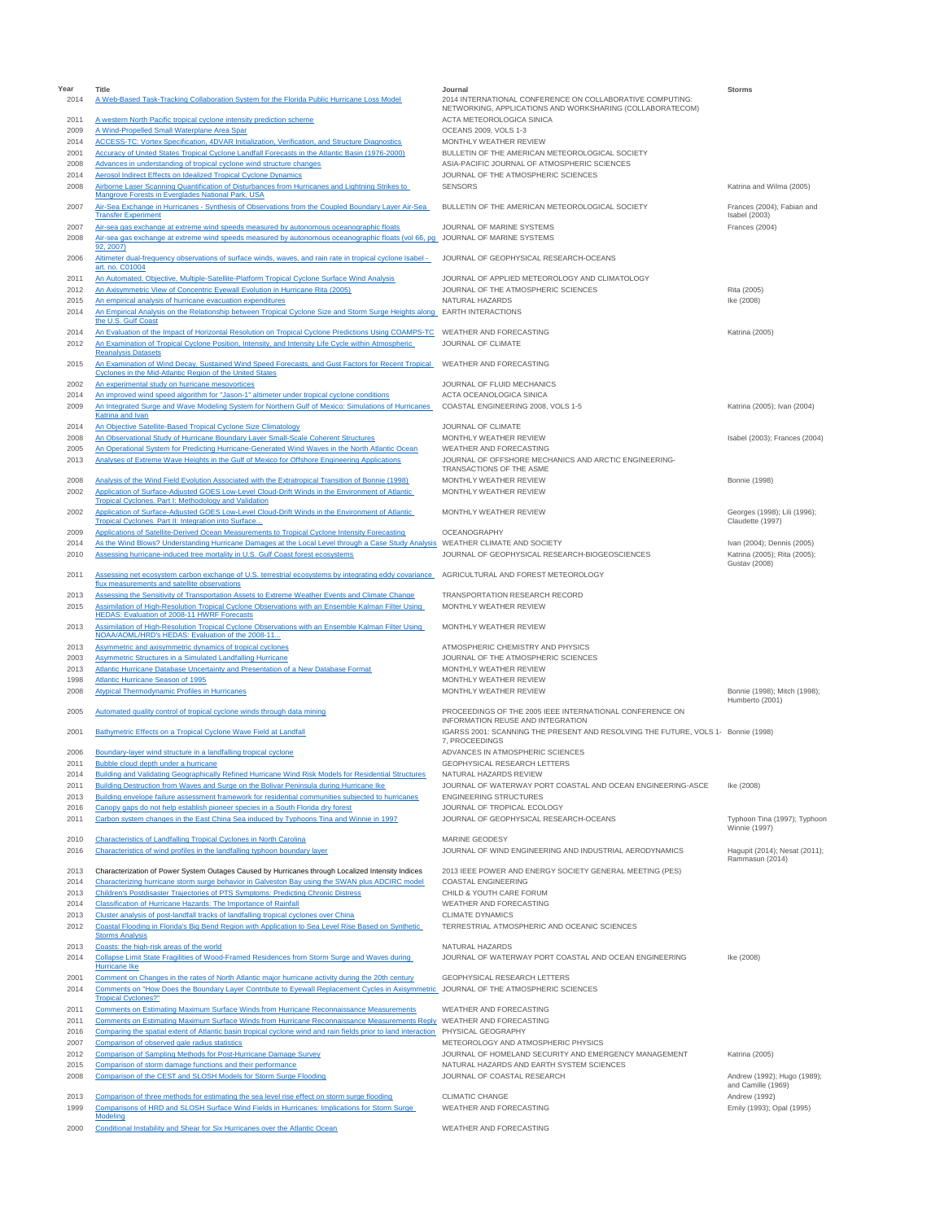| Year | Title | Journal | Storms |
|---|---|---|---|
| 2014 | A Web-Based Task-Tracking Collaboration System for the Florida Public Hurricane Loss Model | 2014 INTERNATIONAL CONFERENCE ON COLLABORATIVE COMPUTING: NETWORKING, APPLICATIONS AND WORKSHARING (COLLABORATECOM) | |
| 2011 | A western North Pacific tropical cyclone intensity prediction scheme | ACTA METEOROLOGICA SINICA | |
| 2009 | A Wind-Propelled Small Waterplane Area Spar | OCEANS 2009, VOLS 1-3 | |
| 2014 | ACCESS-TC: Vortex Specification, 4DVAR Initialization, Verification, and Structure Diagnostics | MONTHLY WEATHER REVIEW | |
| 2001 | Accuracy of United States Tropical Cyclone Landfall Forecasts in the Atlantic Basin (1976-2000) | BULLETIN OF THE AMERICAN METEOROLOGICAL SOCIETY | |
| 2008 | Advances in understanding of tropical cyclone wind structure changes | ASIA-PACIFIC JOURNAL OF ATMOSPHERIC SCIENCES | |
| 2014 | Aerosol Indirect Effects on Idealized Tropical Cyclone Dynamics | JOURNAL OF THE ATMOSPHERIC SCIENCES | |
| 2008 | Airborne Laser Scanning Quantification of Disturbances from Hurricanes and Lightning Strikes to Mangrove Forests in Everglades National Park, USA | SENSORS | Katrina and Wilma (2005) |
| 2007 | Air-Sea Exchange in Hurricanes - Synthesis of Observations from the Coupled Boundary Layer Air-Sea Transfer Experiment | BULLETIN OF THE AMERICAN METEOROLOGICAL SOCIETY | Frances (2004); Fabian and Isabel (2003) |
| 2007 | Air-sea gas exchange at extreme wind speeds measured by autonomous oceanographic floats | JOURNAL OF MARINE SYSTEMS | Frances (2004) |
| 2008 | Air-sea gas exchange at extreme wind speeds measured by autonomous oceanographic floats (vol 66, pg 92, 2007) | JOURNAL OF MARINE SYSTEMS | |
| 2006 | Altimeter dual-frequency observations of surface winds, waves, and rain rate in tropical cyclone Isabel - art. no. C01004 | JOURNAL OF GEOPHYSICAL RESEARCH-OCEANS | |
| 2011 | An Automated, Objective, Multiple-Satellite-Platform Tropical Cyclone Surface Wind Analysis | JOURNAL OF APPLIED METEOROLOGY AND CLIMATOLOGY | |
| 2012 | An Axisymmetric View of Concentric Eyewall Evolution in Hurricane Rita (2005) | JOURNAL OF THE ATMOSPHERIC SCIENCES | Rita (2005) |
| 2015 | An empirical analysis of hurricane evacuation expenditures | NATURAL HAZARDS | Ike (2008) |
| 2014 | An Empirical Analysis on the Relationship between Tropical Cyclone Size and Storm Surge Heights along the U.S. Gulf Coast | EARTH INTERACTIONS | |
| 2014 | An Evaluation of the Impact of Horizontal Resolution on Tropical Cyclone Predictions Using COAMPS-TC | WEATHER AND FORECASTING | Katrina (2005) |
| 2012 | An Examination of Tropical Cyclone Position, Intensity, and Intensity Life Cycle within Atmospheric Reanalysis Datasets | JOURNAL OF CLIMATE | |
| 2015 | An Examination of Wind Decay, Sustained Wind Speed Forecasts, and Gust Factors for Recent Tropical Cyclones in the Mid-Atlantic Region of the United States | WEATHER AND FORECASTING | |
| 2002 | An experimental study on hurricane mesovortices | JOURNAL OF FLUID MECHANICS | |
| 2014 | An improved wind speed algorithm for "Jason-1" altimeter under tropical cyclone conditions | ACTA OCEANOLOGICA SINICA | |
| 2009 | An Integrated Surge and Wave Modeling System for Northern Gulf of Mexico: Simulations of Hurricanes Katrina and Ivan | COASTAL ENGINEERING 2008, VOLS 1-5 | Katrina (2005); Ivan (2004) |
| 2014 | An Objective Satellite-Based Tropical Cyclone Size Climatology | JOURNAL OF CLIMATE | |
| 2008 | An Observational Study of Hurricane Boundary Layer Small-Scale Coherent Structures | MONTHLY WEATHER REVIEW | Isabel (2003); Frances (2004) |
| 2005 | An Operational System for Predicting Hurricane-Generated Wind Waves in the North Atlantic Ocean | WEATHER AND FORECASTING | |
| 2013 | Analyses of Extreme Wave Heights in the Gulf of Mexico for Offshore Engineering Applications | JOURNAL OF OFFSHORE MECHANICS AND ARCTIC ENGINEERING-TRANSACTIONS OF THE ASME | |
| 2008 | Analysis of the Wind Field Evolution Associated with the Extratropical Transition of Bonnie (1998) | MONTHLY WEATHER REVIEW | Bonnie (1998) |
| 2002 | Application of Surface-Adjusted GOES Low-Level Cloud-Drift Winds in the Environment of Atlantic Tropical Cyclones. Part I: Methodology and Validation | MONTHLY WEATHER REVIEW | |
| 2002 | Application of Surface-Adjusted GOES Low-Level Cloud-Drift Winds in the Environment of Atlantic Tropical Cyclones. Part II: Integration into Surface... | MONTHLY WEATHER REVIEW | Georges (1998); Lili (1996); Claudette (1997) |
| 2009 | Applications of Satellite-Derived Ocean Measurements to Tropical Cyclone Intensity Forecasting | OCEANOGRAPHY | |
| 2014 | As the Wind Blows? Understanding Hurricane Damages at the Local Level through a Case Study Analysis | WEATHER CLIMATE AND SOCIETY | Ivan (2004); Dennis (2005) |
| 2010 | Assessing hurricane-induced tree mortality in U.S. Gulf Coast forest ecosystems | JOURNAL OF GEOPHYSICAL RESEARCH-BIOGEOSCIENCES | Katrina (2005); Rita (2005); Gustav (2008) |
| 2011 | Assessing net ecosystem carbon exchange of U.S. terrestrial ecosystems by integrating eddy covariance flux measurements and satellite observations | AGRICULTURAL AND FOREST METEOROLOGY | |
| 2013 | Assessing the Sensitivity of Transportation Assets to Extreme Weather Events and Climate Change | TRANSPORTATION RESEARCH RECORD | |
| 2015 | Assimilation of High-Resolution Tropical Cyclone Observations with an Ensemble Kalman Filter Using HEDAS: Evaluation of 2008-11 HWRF Forecasts | MONTHLY WEATHER REVIEW | |
| 2013 | Assimilation of High-Resolution Tropical Cyclone Observations with an Ensemble Kalman Filter Using NOAA/AOML/HRD's HEDAS: Evaluation of the 2008-11... | MONTHLY WEATHER REVIEW | |
| 2013 | Asymmetric and axisymmetric dynamics of tropical cyclones | ATMOSPHERIC CHEMISTRY AND PHYSICS | |
| 2003 | Asymmetric Structures in a Simulated Landfalling Hurricane | JOURNAL OF THE ATMOSPHERIC SCIENCES | |
| 2013 | Atlantic Hurricane Database Uncertainty and Presentation of a New Database Format | MONTHLY WEATHER REVIEW | |
| 1998 | Atlantic Hurricane Season of 1995 | MONTHLY WEATHER REVIEW | |
| 2008 | Atypical Thermodynamic Profiles in Hurricanes | MONTHLY WEATHER REVIEW | Bonnie (1998); Mitch (1998); Humberto (2001) |
| 2005 | Automated quality control of tropical cyclone winds through data mining | PROCEEDINGS OF THE 2005 IEEE INTERNATIONAL CONFERENCE ON INFORMATION REUSE AND INTEGRATION | |
| 2001 | Bathymetric Effects on a Tropical Cyclone Wave Field at Landfall | IGARSS 2001: SCANNING THE PRESENT AND RESOLVING THE FUTURE, VOLS 1-7, PROCEEDINGS | Bonnie (1998) |
| 2006 | Boundary-layer wind structure in a landfalling tropical cyclone | ADVANCES IN ATMOSPHERIC SCIENCES | |
| 2011 | Bubble cloud depth under a hurricane | GEOPHYSICAL RESEARCH LETTERS | |
| 2014 | Building and Validating Geographically Refined Hurricane Wind Risk Models for Residential Structures | NATURAL HAZARDS REVIEW | |
| 2011 | Building Destruction from Waves and Surge on the Bolivar Peninsula during Hurricane Ike | JOURNAL OF WATERWAY PORT COASTAL AND OCEAN ENGINEERING-ASCE | Ike (2008) |
| 2013 | Building envelope failure assessment framework for residential communities subjected to hurricanes | ENGINEERING STRUCTURES | |
| 2016 | Canopy gaps do not help establish pioneer species in a South Florida dry forest | JOURNAL OF TROPICAL ECOLOGY | |
| 2011 | Carbon system changes in the East China Sea induced by Typhoons Tina and Winnie in 1997 | JOURNAL OF GEOPHYSICAL RESEARCH-OCEANS | Typhoon Tina (1997); Typhoon Winnie (1997) |
| 2010 | Characteristics of Landfalling Tropical Cyclones in North Carolina | MARINE GEODESY | |
| 2016 | Characteristics of wind profiles in the landfalling typhoon boundary layer | JOURNAL OF WIND ENGINEERING AND INDUSTRIAL AERODYNAMICS | Hagupit (2014); Nesat (2011); Rammasun (2014) |
| 2013 | Characterization of Power System Outages Caused by Hurricanes through Localized Intensity Indices | 2013 IEEE POWER AND ENERGY SOCIETY GENERAL MEETING (PES) | |
| 2014 | Characterizing hurricane storm surge behavior in Galveston Bay using the SWAN plus ADCIRC model | COASTAL ENGINEERING | |
| 2013 | Children's Postdisaster Trajectories of PTS Symptoms: Predicting Chronic Distress | CHILD & YOUTH CARE FORUM | |
| 2014 | Classification of Hurricane Hazards: The Importance of Rainfall | WEATHER AND FORECASTING | |
| 2013 | Cluster analysis of post-landfall tracks of landfalling tropical cyclones over China | CLIMATE DYNAMICS | |
| 2012 | Coastal Flooding in Florida's Big Bend Region with Application to Sea Level Rise Based on Synthetic Storms Analysis | TERRESTRIAL ATMOSPHERIC AND OCEANIC SCIENCES | |
| 2013 | Coasts: the high-risk areas of the world | NATURAL HAZARDS | |
| 2014 | Collapse Limit State Fragilities of Wood-Framed Residences from Storm Surge and Waves during Hurricane Ike | JOURNAL OF WATERWAY PORT COASTAL AND OCEAN ENGINEERING | Ike (2008) |
| 2001 | Comment on Changes in the rates of North Atlantic major hurricane activity during the 20th century | GEOPHYSICAL RESEARCH LETTERS | |
| 2014 | Comments on "How Does the Boundary Layer Contribute to Eyewall Replacement Cycles in Axisymmetric Tropical Cyclones?" | JOURNAL OF THE ATMOSPHERIC SCIENCES | |
| 2011 | Comments on Estimating Maximum Surface Winds from Hurricane Reconnaissance Measurements | WEATHER AND FORECASTING | |
| 2011 | Comments on Estimating Maximum Surface Winds from Hurricane Reconnaissance Measurements Reply | WEATHER AND FORECASTING | |
| 2016 | Comparing the spatial extent of Atlantic basin tropical cyclone wind and rain fields prior to land interaction | PHYSICAL GEOGRAPHY | |
| 2007 | Comparison of observed gale radius statistics | METEOROLOGY AND ATMOSPHERIC PHYSICS | |
| 2012 | Comparison of Sampling Methods for Post-Hurricane Damage Survey | JOURNAL OF HOMELAND SECURITY AND EMERGENCY MANAGEMENT | Katrina (2005) |
| 2015 | Comparison of storm damage functions and their performance | NATURAL HAZARDS AND EARTH SYSTEM SCIENCES | |
| 2008 | Comparison of the CEST and SLOSH Models for Storm Surge Flooding | JOURNAL OF COASTAL RESEARCH | Andrew (1992); Hugo (1989); and Camille (1969) |
| 2013 | Comparison of three methods for estimating the sea level rise effect on storm surge flooding | CLIMATIC CHANGE | Andrew (1992) |
| 1999 | Comparisons of HRD and SLOSH Surface Wind Fields in Hurricanes: Implications for Storm Surge Modeling | WEATHER AND FORECASTING | Emily (1993); Opal (1995) |
| 2000 | Conditional Instability and Shear for Six Hurricanes over the Atlantic Ocean | WEATHER AND FORECASTING | |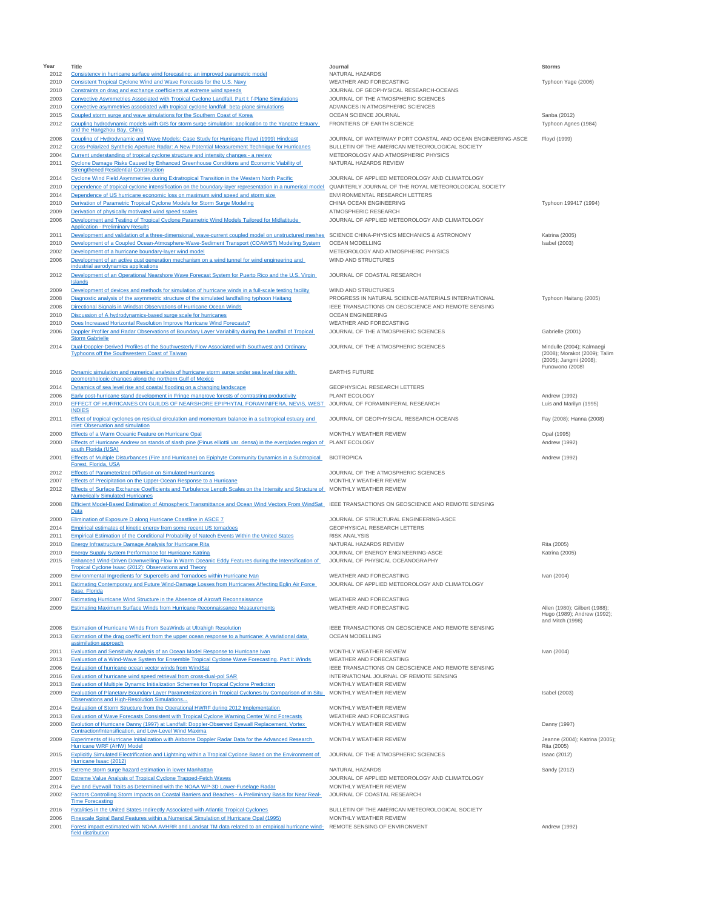| Year | Title | Journal | Storms |
|---|---|---|---|
| 2012 | Consistency in hurricane surface wind forecasting: an improved parametric model | NATURAL HAZARDS | |
| 2010 | Consistent Tropical Cyclone Wind and Wave Forecasts for the U.S. Navy | WEATHER AND FORECASTING | Typhoon Yage (2006) |
| 2010 | Constraints on drag and exchange coefficients at extreme wind speeds | JOURNAL OF GEOPHYSICAL RESEARCH-OCEANS | |
| 2003 | Convective Asymmetries Associated with Tropical Cyclone Landfall. Part I: f-Plane Simulations | JOURNAL OF THE ATMOSPHERIC SCIENCES | |
| 2010 | Convective asymmetries associated with tropical cyclone landfall: beta-plane simulations | ADVANCES IN ATMOSPHERIC SCIENCES | |
| 2015 | Coupled storm surge and wave simulations for the Southern Coast of Korea | OCEAN SCIENCE JOURNAL | Sanba (2012) |
| 2012 | Coupling hydrodynamic models with GIS for storm surge simulation: application to the Yangtze Estuary and the Hangzhou Bay, China | FRONTIERS OF EARTH SCIENCE | Typhoon Agnes (1984) |
| 2008 | Coupling of Hydrodynamic and Wave Models: Case Study for Hurricane Floyd (1999) Hindcast | JOURNAL OF WATERWAY PORT COASTAL AND OCEAN ENGINEERING-ASCE | Floyd (1999) |
| 2012 | Cross-Polarized Synthetic Aperture Radar: A New Potential Measurement Technique for Hurricanes | BULLETIN OF THE AMERICAN METEOROLOGICAL SOCIETY | |
| 2004 | Current understanding of tropical cyclone structure and intensity changes - a review | METEOROLOGY AND ATMOSPHERIC PHYSICS | |
| 2011 | Cyclone Damage Risks Caused by Enhanced Greenhouse Conditions and Economic Viability of Strengthened Residential Construction | NATURAL HAZARDS REVIEW | |
| 2014 | Cyclone Wind Field Asymmetries during Extratropical Transition in the Western North Pacific | JOURNAL OF APPLIED METEOROLOGY AND CLIMATOLOGY | |
| 2010 | Dependence of tropical-cyclone intensification on the boundary-layer representation in a numerical model | QUARTERLY JOURNAL OF THE ROYAL METEOROLOGICAL SOCIETY | |
| 2014 | Dependence of US hurricane economic loss on maximum wind speed and storm size | ENVIRONMENTAL RESEARCH LETTERS | |
| 2010 | Derivation of Parametric Tropical Cyclone Models for Storm Surge Modeling | CHINA OCEAN ENGINEERING | Typhoon 199417 (1994) |
| 2009 | Derivation of physically motivated wind speed scales | ATMOSPHERIC RESEARCH | |
| 2006 | Development and Testing of Tropical Cyclone Parametric Wind Models Tailored for Midlatitude Application - Preliminary Results | JOURNAL OF APPLIED METEOROLOGY AND CLIMATOLOGY | |
| 2011 | Development and validation of a three-dimensional, wave-current coupled model on unstructured meshes | SCIENCE CHINA-PHYSICS MECHANICS & ASTRONOMY | Katrina (2005) |
| 2010 | Development of a Coupled Ocean-Atmosphere-Wave-Sediment Transport (COAWST) Modeling System | OCEAN MODELLING | Isabel (2003) |
| 2002 | Development of a hurricane boundary-layer wind model | METEOROLOGY AND ATMOSPHERIC PHYSICS | |
| 2006 | Development of an active gust generation mechanism on a wind tunnel for wind engineering and industrial aerodynamics applications | WIND AND STRUCTURES | |
| 2012 | Development of an Operational Nearshore Wave Forecast System for Puerto Rico and the U.S. Virgin Islands | JOURNAL OF COASTAL RESEARCH | |
| 2009 | Development of devices and methods for simulation of hurricane winds in a full-scale testing facility | WIND AND STRUCTURES | |
| 2008 | Diagnostic analysis of the asymmetric structure of the simulated landfalling typhoon Haitang | PROGRESS IN NATURAL SCIENCE-MATERIALS INTERNATIONAL | Typhoon Haitang (2005) |
| 2008 | Directional Signals in Windsat Observations of Hurricane Ocean Winds | IEEE TRANSACTIONS ON GEOSCIENCE AND REMOTE SENSING | |
| 2010 | Discussion of A hydrodynamics-based surge scale for hurricanes | OCEAN ENGINEERING | |
| 2010 | Does Increased Horizontal Resolution Improve Hurricane Wind Forecasts? | WEATHER AND FORECASTING | |
| 2006 | Doppler Profiler and Radar Observations of Boundary Layer Variability during the Landfall of Tropical Storm Gabrielle | JOURNAL OF THE ATMOSPHERIC SCIENCES | Gabrielle (2001) |
| 2014 | Dual-Doppler-Derived Profiles of the Southwesterly Flow Associated with Southwest and Ordinary Typhoons off the Southwestern Coast of Taiwan | JOURNAL OF THE ATMOSPHERIC SCIENCES | Mindulle (2004); Kalmaegi (2008); Morakot (2009); Talim (2005); Jangmi (2008); Fungwong (2008) |
| 2016 | Dynamic simulation and numerical analysis of hurricane storm surge under sea level rise with geomorphologic changes along the northern Gulf of Mexico | EARTHS FUTURE | |
| 2014 | Dynamics of sea level rise and coastal flooding on a changing landscape | GEOPHYSICAL RESEARCH LETTERS | |
| 2006 | Early post-hurricane stand development in Fringe mangrove forests of contrasting productivity | PLANT ECOLOGY | Andrew (1992) |
| 2010 | EFFECT OF HURRICANES ON GUILDS OF NEARSHORE EPIPHYTAL FORAMINIFERA, NEVIS, WEST INDIES | JOURNAL OF FORAMINIFERAL RESEARCH | Luis and Marilyn (1995) |
| 2011 | Effect of tropical cyclones on residual circulation and momentum balance in a subtropical estuary and inlet: Observation and simulation | JOURNAL OF GEOPHYSICAL RESEARCH-OCEANS | Fay (2008); Hanna (2008) |
| 2000 | Effects of a Warm Oceanic Feature on Hurricane Opal | MONTHLY WEATHER REVIEW | Opal (1995) |
| 2000 | Effects of Hurricane Andrew on stands of slash pine (Pinus elliottii var. densa) in the everglades region of south Florida (USA) | PLANT ECOLOGY | Andrew (1992) |
| 2001 | Effects of Multiple Disturbances (Fire and Hurricane) on Epiphyte Community Dynamics in a Subtropical Forest, Florida, USA | BIOTROPICA | Andrew (1992) |
| 2012 | Effects of Parameterized Diffusion on Simulated Hurricanes | JOURNAL OF THE ATMOSPHERIC SCIENCES | |
| 2007 | Effects of Precipitation on the Upper-Ocean Response to a Hurricane | MONTHLY WEATHER REVIEW | |
| 2012 | Effects of Surface Exchange Coefficients and Turbulence Length Scales on the Intensity and Structure of Numerically Simulated Hurricanes | MONTHLY WEATHER REVIEW | |
| 2008 | Efficient Model-Based Estimation of Atmospheric Transmittance and Ocean Wind Vectors From WindSat Data | IEEE TRANSACTIONS ON GEOSCIENCE AND REMOTE SENSING | |
| 2000 | Elimination of Exposure D along Hurricane Coastline in ASCE 7 | JOURNAL OF STRUCTURAL ENGINEERING-ASCE | |
| 2014 | Empirical estimates of kinetic energy from some recent US tornadoes | GEOPHYSICAL RESEARCH LETTERS | |
| 2011 | Empirical Estimation of the Conditional Probability of Natech Events Within the United States | RISK ANALYSIS | |
| 2010 | Energy Infrastructure Damage Analysis for Hurricane Rita | NATURAL HAZARDS REVIEW | Rita (2005) |
| 2010 | Energy Supply System Performance for Hurricane Katrina | JOURNAL OF ENERGY ENGINEERING-ASCE | Katrina (2005) |
| 2015 | Enhanced Wind-Driven Downwelling Flow in Warm Oceanic Eddy Features during the Intensification of Tropical Cyclone Isaac (2012): Observations and Theory | JOURNAL OF PHYSICAL OCEANOGRAPHY | |
| 2009 | Environmental Ingredients for Supercells and Tornadoes within Hurricane Ivan | WEATHER AND FORECASTING | Ivan (2004) |
| 2011 | Estimating Contemporary and Future Wind-Damage Losses from Hurricanes Affecting Eglin Air Force Base, Florida | JOURNAL OF APPLIED METEOROLOGY AND CLIMATOLOGY | |
| 2007 | Estimating Hurricane Wind Structure in the Absence of Aircraft Reconnaissance | WEATHER AND FORECASTING | |
| 2009 | Estimating Maximum Surface Winds from Hurricane Reconnaissance Measurements | WEATHER AND FORECASTING | Allen (1980); Gilbert (1988); Hugo (1989); Andrew (1992); and Mitch (1998) |
| 2008 | Estimation of Hurricane Winds From SeaWinds at Ultrahigh Resolution | IEEE TRANSACTIONS ON GEOSCIENCE AND REMOTE SENSING | |
| 2013 | Estimation of the drag coefficient from the upper ocean response to a hurricane: A variational data assimilation approach | OCEAN MODELLING | |
| 2011 | Evaluation and Sensitivity Analysis of an Ocean Model Response to Hurricane Ivan | MONTHLY WEATHER REVIEW | Ivan (2004) |
| 2013 | Evaluation of a Wind-Wave System for Ensemble Tropical Cyclone Wave Forecasting. Part I: Winds | WEATHER AND FORECASTING | |
| 2006 | Evaluation of hurricane ocean vector winds from WindSat | IEEE TRANSACTIONS ON GEOSCIENCE AND REMOTE SENSING | |
| 2016 | Evaluation of hurricane wind speed retrieval from cross-dual-pol SAR | INTERNATIONAL JOURNAL OF REMOTE SENSING | |
| 2013 | Evaluation of Multiple Dynamic Initialization Schemes for Tropical Cyclone Prediction | MONTHLY WEATHER REVIEW | |
| 2009 | Evaluation of Planetary Boundary Layer Parameterizations in Tropical Cyclones by Comparison of In Situ Observations and High-Resolution Simulations... | MONTHLY WEATHER REVIEW | Isabel (2003) |
| 2014 | Evaluation of Storm Structure from the Operational HWRF during 2012 Implementation | MONTHLY WEATHER REVIEW | |
| 2013 | Evaluation of Wave Forecasts Consistent with Tropical Cyclone Warning Center Wind Forecasts | WEATHER AND FORECASTING | |
| 2000 | Evolution of Hurricane Danny (1997) at Landfall: Doppler-Observed Eyewall Replacement, Vortex Contraction/Intensification, and Low-Level Wind Maxima | MONTHLY WEATHER REVIEW | Danny (1997) |
| 2009 | Experiments of Hurricane Initialization with Airborne Doppler Radar Data for the Advanced Research Hurricane WRF (AHW) Model | MONTHLY WEATHER REVIEW | Jeanne (2004); Katrina (2005); Rita (2005) |
| 2015 | Explicitly Simulated Electrification and Lightning within a Tropical Cyclone Based on the Environment of Hurricane Isaac (2012) | JOURNAL OF THE ATMOSPHERIC SCIENCES | Isaac (2012) |
| 2015 | Extreme storm surge hazard estimation in lower Manhattan | NATURAL HAZARDS | Sandy (2012) |
| 2007 | Extreme Value Analysis of Tropical Cyclone Trapped-Fetch Waves | JOURNAL OF APPLIED METEOROLOGY AND CLIMATOLOGY | |
| 2014 | Eye and Eyewall Traits as Determined with the NOAA WP-3D Lower-Fuselage Radar | MONTHLY WEATHER REVIEW | |
| 2002 | Factors Controlling Storm Impacts on Coastal Barriers and Beaches - A Preliminary Basis for Near Real-Time Forecasting | JOURNAL OF COASTAL RESEARCH | |
| 2016 | Fatalities in the United States Indirectly Associated with Atlantic Tropical Cyclones | BULLETIN OF THE AMERICAN METEOROLOGICAL SOCIETY | |
| 2006 | Finescale Spiral Band Features within a Numerical Simulation of Hurricane Opal (1995) | MONTHLY WEATHER REVIEW | |
| 2001 | Forest impact estimated with NOAA AVHRR and Landsat TM data related to an empirical hurricane wind-field distribution | REMOTE SENSING OF ENVIRONMENT | Andrew (1992) |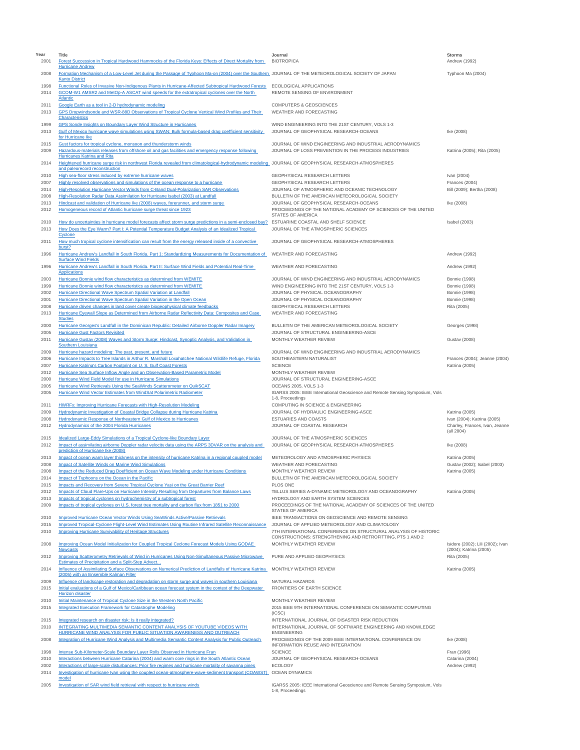| Year | Title | Journal | Storms |
|---|---|---|---|
| 2001 | Forest Succession in Tropical Hardwood Hammocks of the Florida Keys: Effects of Direct Mortality from Hurricane Andrew | BIOTROPICA | Andrew (1992) |
| 2008 | Formation Mechanism of a Low-Level Jet during the Passage of Typhoon Ma-on (2004) over the Southern Kanto District | JOURNAL OF THE METEOROLOGICAL SOCIETY OF JAPAN | Typhoon Ma (2004) |
| 1998 | Functional Roles of Invasive Non-Indigenous Plants in Hurricane-Affected Subtropical Hardwood Forests | ECOLOGICAL APPLICATIONS | |
| 2014 | GCOM-W1 AMSR2 and MetOp-A ASCAT wind speeds for the extratropical cyclones over the North Atlantic | REMOTE SENSING OF ENVIRONMENT | |
| 2011 | Google Earth as a tool in 2-D hydrodynamic modeling | COMPUTERS & GEOSCIENCES | |
| 2013 | GPS Dropwindsonde and WSR-88D Observations of Tropical Cyclone Vertical Wind Profiles and Their Characteristics | WEATHER AND FORECASTING | |
| 1999 | GPS Sonde Insights on Boundary Layer Wind Structure in Hurricanes | WIND ENGINEERING INTO THE 21ST CENTURY, VOLS 1-3 | |
| 2013 | Gulf of Mexico hurricane wave simulations using SWAN: Bulk formula-based drag coefficient sensitivity for Hurricane Ike | JOURNAL OF GEOPHYSICAL RESEARCH-OCEANS | Ike (2008) |
| 2015 | Gust factors for tropical cyclone, monsoon and thunderstorm winds | JOURNAL OF WIND ENGINEERING AND INDUSTRIAL AERODYNAMICS | |
| 2009 | Hazardous-materials releases from offshore oil and gas facilities and emergency response following Hurricanes Katrina and Rita | JOURNAL OF LOSS PREVENTION IN THE PROCESS INDUSTRIES | Katrina (2005); Rita (2005) |
| 2014 | Heightened hurricane surge risk in northwest Florida revealed from climatological-hydrodynamic modeling and paleorecord reconstruction | JOURNAL OF GEOPHYSICAL RESEARCH-ATMOSPHERES | |
| 2010 | High sea-floor stress induced by extreme hurricane waves | GEOPHYSICAL RESEARCH LETTERS | Ivan (2004) |
| 2007 | Highly resolved observations and simulations of the ocean response to a hurricane | GEOPHYSICAL RESEARCH LETTERS | Frances (2004) |
| 2014 | High-Resolution Hurricane Vector Winds from C-Band Dual-Polarization SAR Observations | JOURNAL OF ATMOSPHERIC AND OCEANIC TECHNOLOGY | Bill (2009); Bertha (2008) |
| 2008 | High-Resolution Radar Data Assimilation for Hurricane Isabel (2003) at Landfall | BULLETIN OF THE AMERICAN METEOROLOGICAL SOCIETY | |
| 2013 | Hindcast and validation of Hurricane Ike (2008) waves, forerunner, and storm surge | JOURNAL OF GEOPHYSICAL RESEARCH-OCEANS | Ike (2008) |
| 2012 | Homogeneous record of Atlantic hurricane surge threat since 1923 | PROCEEDINGS OF THE NATIONAL ACADEMY OF SCIENCES OF THE UNITED STATES OF AMERICA | |
| 2010 | How do uncertainties in hurricane model forecasts affect storm surge predictions in a semi-enclosed bay? | ESTUARINE COASTAL AND SHELF SCIENCE | Isabel (2003) |
| 2013 | How Does the Eye Warm? Part I: A Potential Temperature Budget Analysis of an Idealized Tropical Cyclone | JOURNAL OF THE ATMOSPHERIC SCIENCES | |
| 2011 | How much tropical cyclone intensification can result from the energy released inside of a convective burst? | JOURNAL OF GEOPHYSICAL RESEARCH-ATMOSPHERES | |
| 1996 | Hurricane Andrew's Landfall in South Florida. Part 1: Standardizing Measurements for Documentation of Surface Wind Fields | WEATHER AND FORECASTING | Andrew (1992) |
| 1996 | Hurricane Andrew's Landfall in South Florida. Part II: Surface Wind Fields and Potential Real-Time Applications | WEATHER AND FORECASTING | Andrew (1992) |
| 2003 | Hurricane Bonnie wind flow characteristics as determined from WEMITE | JOURNAL OF WIND ENGINEERING AND INDUSTRIAL AERODYNAMICS | Bonnie (1998) |
| 1999 | Hurricane Bonnie wind flow characteristics as determined from WEMITE | WIND ENGINEERING INTO THE 21ST CENTURY, VOLS 1-3 | Bonnie (1998) |
| 2002 | Hurricane Directional Wave Spectrum Spatial Variation at Landfall | JOURNAL OF PHYSICAL OCEANOGRAPHY | Bonnie (1998) |
| 2001 | Hurricane Directional Wave Spectrum Spatial Variation in the Open Ocean | JOURNAL OF PHYSICAL OCEANOGRAPHY | Bonnie (1998) |
| 2008 | Hurricane driven changes in land cover create biogeophysical climate feedbacks | GEOPHYSICAL RESEARCH LETTERS | Rita (2005) |
| 2013 | Hurricane Eyewall Slope as Determined from Airborne Radar Reflectivity Data: Composites and Case Studies | WEATHER AND FORECASTING | |
| 2000 | Hurricane Georges's Landfall in the Dominican Republic: Detailed Airborne Doppler Radar Imagery | BULLETIN OF THE AMERICAN METEOROLOGICAL SOCIETY | Georges (1998) |
| 2005 | Hurricane Gust Factors Revisited | JOURNAL OF STRUCTURAL ENGINEERING-ASCE | |
| 2011 | Hurricane Gustav (2008) Waves and Storm Surge: Hindcast, Synoptic Analysis, and Validation in Southern Louisiana | MONTHLY WEATHER REVIEW | Gustav (2008) |
| 2009 | Hurricane hazard modeling: The past, present, and future | JOURNAL OF WIND ENGINEERING AND INDUSTRIAL AERODYNAMICS | |
| 2006 | Hurricane Impacts to Tree Islands in Arthur R. Marshall Loxahatchee National Wildlife Refuge, Florida | SOUTHEASTERN NATURALIST | Frances (2004); Jeanne (2004) |
| 2007 | Hurricane Katrina's Carbon Footprint on U. S. Gulf Coast Forests | SCIENCE | Katrina (2005) |
| 2012 | Hurricane Sea Surface Inflow Angle and an Observation-Based Parametric Model | MONTHLY WEATHER REVIEW | |
| 2000 | Hurricane Wind Field Model for use in Hurricane Simulations | JOURNAL OF STRUCTURAL ENGINEERING-ASCE | |
| 2005 | Hurricane Wind Retrievals Using the SeaWinds Scatterometer on QuikSCAT | OCEANS 2005, VOLS 1-3 | |
| 2005 | Hurricane Wind Vector Estimates from WindSat Polarimetric Radiometer | IGARSS 2005: IEEE International Geoscience and Remote Sensing Symposium, Vols 1-8, Proceedings | |
| 2011 | HWRFx: Improving Hurricane Forecasts with High-Resolution Modeling | COMPUTING IN SCIENCE & ENGINEERING | |
| 2009 | Hydrodynamic Investigation of Coastal Bridge Collapse during Hurricane Katrina | JOURNAL OF HYDRAULIC ENGINEERING-ASCE | Katrina (2005) |
| 2008 | Hydrodynamic Response of Northeastern Gulf of Mexico to Hurricanes | ESTUARIES AND COASTS | Ivan (2004); Katrina (2005) |
| 2012 | Hydrodynamics of the 2004 Florida Hurricanes | JOURNAL OF COASTAL RESEARCH | Charley, Frances, Ivan, Jeanne (all 2004) |
| 2015 | Idealized Large-Eddy Simulations of a Tropical Cyclone-like Boundary Layer | JOURNAL OF THE ATMOSPHERIC SCIENCES | |
| 2012 | Impact of assimilating airborne Doppler radar velocity data using the ARPS 3DVAR on the analysis and prediction of Hurricane Ike (2008) | JOURNAL OF GEOPHYSICAL RESEARCH-ATMOSPHERES | Ike (2008) |
| 2013 | Impact of ocean warm layer thickness on the intensity of hurricane Katrina in a regional coupled model | METEOROLOGY AND ATMOSPHERIC PHYSICS | Katrina (2005) |
| 2008 | Impact of Satellite Winds on Marine Wind Simulations | WEATHER AND FORECASTING | Gustav (2002); Isabel (2003) |
| 2008 | Impact of the Reduced Drag Doefficient on Ocean Wave Modeling under Hurricane Conditions | MONTHLY WEATHER REVIEW | Katrina (2005) |
| 2014 | Impact of Typhoons on the Ocean in the Pacific | BULLETIN OF THE AMERICAN METEOROLOGICAL SOCIETY | |
| 2015 | Impacts and Recovery from Severe Tropical Cyclone Yasi on the Great Barrier Reef | PLOS ONE | |
| 2012 | Impacts of Cloud Flare-Ups on Hurricane Intensity Resulting from Departures from Balance Laws | TELLUS SERIES A-DYNAMIC METEOROLOGY AND OCEANOGRAPHY | Katrina (2005) |
| 2013 | Impacts of tropical cyclones on hydrochemistry of a subtropical forest | HYDROLOGY AND EARTH SYSTEM SCIENCES | |
| 2009 | Impacts of tropical cyclones on U.S. forest tree mortality and carbon flux from 1851 to 2000 | PROCEEDINGS OF THE NATIONAL ACADEMY OF SCIENCES OF THE UNITED STATES OF AMERICA | |
| 2010 | Improved Hurricane Ocean Vector Winds Using SeaWinds Active/Passive Retrievals | IEEE TRANSACTIONS ON GEOSCIENCE AND REMOTE SENSING | |
| 2015 | Improved Tropical-Cyclone Flight-Level Wind Estimates Using Routine Infrared Satellite Reconnaissance | JOURNAL OF APPLIED METEOROLOGY AND CLIMATOLOGY | |
| 2010 | Improving Hurricane Survivability of Heritage Structures | 7TH INTERNATIONAL CONFERENCE ON STRUCTURAL ANALYSIS OF HISTORIC CONSTRUCTIONS: STRENGTHENING AND RETROFITTING, PTS 1 AND 2 | |
| 2008 | Improving Ocean Model Initialization for Coupled Tropical Cyclone Forecast Models Using GODAE Nowcasts | MONTHLY WEATHER REVIEW | Isidore (2002); Lili (2002); Ivan (2004); Katrina (2005) |
| 2012 | Improving Scatterometry Retrievals of Wind in Hurricanes Using Non-Simultaneous Passive Microwave Estimates of Precipitation and a Split-Step Advect... | PURE AND APPLIED GEOPHYSICS | Rita (2005) |
| 2014 | Influence of Assimilating Surface Observations on Numerical Prediction of Landfalls of Hurricane Katrina (2005) with an Ensemble Kalman Filter | MONTHLY WEATHER REVIEW | Katrina (2005) |
| 2009 | Influence of landscape restoration and degradation on storm surge and waves in southern Louisiana | NATURAL HAZARDS | |
| 2015 | Initial evaluations of a Gulf of Mexico/Caribbean ocean forecast system in the context of the Deepwater Horizon disaster | FRONTIERS OF EARTH SCIENCE | |
| 2010 | Initial Maintenance of Tropical Cyclone Size in the Western North Pacific | MONTHLY WEATHER REVIEW | |
| 2015 | Integrated Execution Framework for Catastrophe Modeling | 2015 IEEE 9TH INTERNATIONAL CONFERENCE ON SEMANTIC COMPUTING (ICSC) | |
| 2015 | Integrated research on disaster risk: Is it really integrated? | INTERNATIONAL JOURNAL OF DISASTER RISK REDUCTION | |
| 2010 | INTEGRATING MULTIMEDIA SEMANTIC CONTENT ANALYSIS OF YOUTUBE VIDEOS WITH HURRICANE WIND ANALYSIS FOR PUBLIC SITUATION AWARENESS AND OUTREACH | INTERNATIONAL JOURNAL OF SOFTWARE ENGINEERING AND KNOWLEDGE ENGINEERING | |
| 2008 | Integration of Hurricane Wind Analysis and Multimedia Semantic Content Analysis for Public Outreach | PROCEEDINGS OF THE 2009 IEEE INTERNATIONAL CONFERENCE ON INFORMATION REUSE AND INTEGRATION | Ike (2008) |
| 1998 | Intense Sub-Kilometer-Scale Boundary Layer Rolls Observed in Hurricane Fran | SCIENCE | Fran (1996) |
| 2010 | Interactions between Hurricane Catarina (2004) and warm core rings in the South Atlantic Ocean | JOURNAL OF GEOPHYSICAL RESEARCH-OCEANS | Catarina (2004) |
| 2002 | Interactions of large-scale disturbances: Prior fire regimes and hurricane mortality of savanna pines | ECOLOGY | Andrew (1992) |
| 2014 | Investigation of hurricane Ivan using the coupled ocean-atmosphere-wave-sediment transport (COAWST) model | OCEAN DYNAMICS | |
| 2005 | Investigation of SAR wind field retrieval with respect to hurricane winds | IGARSS 2005: IEEE International Geoscience and Remote Sensing Symposium, Vols 1-8, Proceedings | |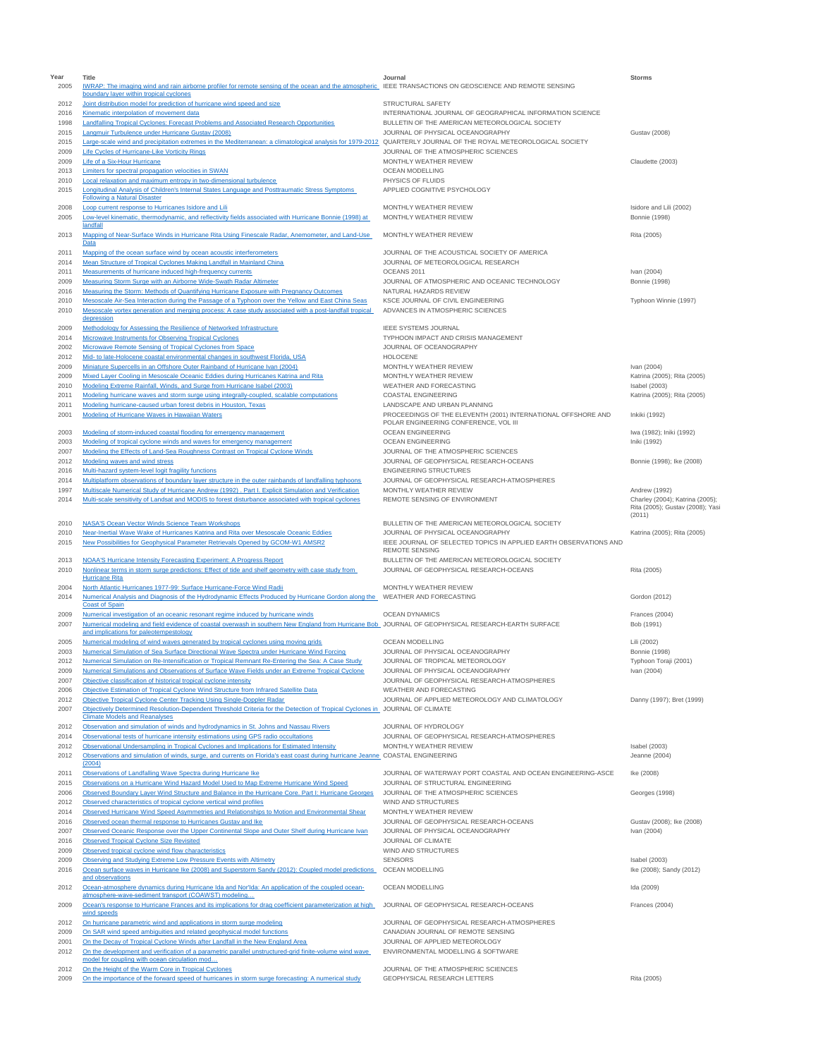| Year | Title | Journal | Storms |
|---|---|---|---|
| 2005 | IWRAP: The imaging wind and rain airborne profiler for remote sensing of the ocean and the atmospheric boundary layer within tropical cyclones | IEEE TRANSACTIONS ON GEOSCIENCE AND REMOTE SENSING | |
| 2012 | Joint distribution model for prediction of hurricane wind speed and size | STRUCTURAL SAFETY | |
| 2016 | Kinematic interpolation of movement data | INTERNATIONAL JOURNAL OF GEOGRAPHICAL INFORMATION SCIENCE | |
| 1998 | Landfalling Tropical Cyclones: Forecast Problems and Associated Research Opportunities | BULLETIN OF THE AMERICAN METEOROLOGICAL SOCIETY | |
| 2015 | Langmuir Turbulence under Hurricane Gustav (2008) | JOURNAL OF PHYSICAL OCEANOGRAPHY | Gustav (2008) |
| 2015 | Large-scale wind and precipitation extremes in the Mediterranean: a climatological analysis for 1979-2012 | QUARTERLY JOURNAL OF THE ROYAL METEOROLOGICAL SOCIETY | |
| 2009 | Life Cycles of Hurricane-Like Vorticity Rings | JOURNAL OF THE ATMOSPHERIC SCIENCES | |
| 2009 | Life of a Six-Hour Hurricane | MONTHLY WEATHER REVIEW | Claudette (2003) |
| 2013 | Limiters for spectral propagation velocities in SWAN | OCEAN MODELLING | |
| 2010 | Local relaxation and maximum entropy in two-dimensional turbulence | PHYSICS OF FLUIDS | |
| 2015 | Longitudinal Analysis of Children's Internal States Language and Posttraumatic Stress Symptoms Following a Natural Disaster | APPLIED COGNITIVE PSYCHOLOGY | |
| 2008 | Loop current response to Hurricanes Isidore and Lili | MONTHLY WEATHER REVIEW | Isidore and Lili (2002) |
| 2005 | Low-level kinematic, thermodynamic, and reflectivity fields associated with Hurricane Bonnie (1998) at landfall | MONTHLY WEATHER REVIEW | Bonnie (1998) |
| 2013 | Mapping of Near-Surface Winds in Hurricane Rita Using Finescale Radar, Anemometer, and Land-Use Data | MONTHLY WEATHER REVIEW | Rita (2005) |
| 2011 | Mapping of the ocean surface wind by ocean acoustic interferometers | JOURNAL OF THE ACOUSTICAL SOCIETY OF AMERICA | |
| 2014 | Mean Structure of Tropical Cyclones Making Landfall in Mainland China | JOURNAL OF METEOROLOGICAL RESEARCH | |
| 2011 | Measurements of hurricane induced high-frequency currents | OCEANS 2011 | Ivan (2004) |
| 2009 | Measuring Storm Surge with an Airborne Wide-Swath Radar Altimeter | JOURNAL OF ATMOSPHERIC AND OCEANIC TECHNOLOGY | Bonnie (1998) |
| 2016 | Measuring the Storm: Methods of Quantifying Hurricane Exposure with Pregnancy Outcomes | NATURAL HAZARDS REVIEW | |
| 2010 | Mesoscale Air-Sea Interaction during the Passage of a Typhoon over the Yellow and East China Seas | KSCE JOURNAL OF CIVIL ENGINEERING | Typhoon Winnie (1997) |
| 2010 | Mesoscale vortex generation and merging process: A case study associated with a post-landfall tropical depression | ADVANCES IN ATMOSPHERIC SCIENCES | |
| 2009 | Methodology for Assessing the Resilience of Networked Infrastructure | IEEE SYSTEMS JOURNAL | |
| 2014 | Microwave Instruments for Observing Tropical Cyclones | TYPHOON IMPACT AND CRISIS MANAGEMENT | |
| 2002 | Microwave Remote Sensing of Tropical Cyclones from Space | JOURNAL OF OCEANOGRAPHY | |
| 2012 | Mid- to late-Holocene coastal environmental changes in southwest Florida, USA | HOLOCENE | |
| 2009 | Miniature Supercells in an Offshore Outer Rainband of Hurricane Ivan (2004) | MONTHLY WEATHER REVIEW | Ivan (2004) |
| 2009 | Mixed Layer Cooling in Mesoscale Oceanic Eddies during Hurricanes Katrina and Rita | MONTHLY WEATHER REVIEW | Katrina (2005); Rita (2005) |
| 2010 | Modeling Extreme Rainfall, Winds, and Surge from Hurricane Isabel (2003) | WEATHER AND FORECASTING | Isabel (2003) |
| 2011 | Modeling hurricane waves and storm surge using integrally-coupled, scalable computations | COASTAL ENGINEERING | Katrina (2005); Rita (2005) |
| 2011 | Modeling hurricane-caused urban forest debris in Houston, Texas | LANDSCAPE AND URBAN PLANNING | |
| 2001 | Modeling of Hurricane Waves in Hawaiian Waters | PROCEEDINGS OF THE ELEVENTH (2001) INTERNATIONAL OFFSHORE AND POLAR ENGINEERING CONFERENCE, VOL III | Inkiki (1992) |
| 2003 | Modeling of storm-induced coastal flooding for emergency management | OCEAN ENGINEERING | Iwa (1982); Iniki (1992) |
| 2003 | Modeling of tropical cyclone winds and waves for emergency management | OCEAN ENGINEERING | Iniki (1992) |
| 2007 | Modeling the Effects of Land-Sea Roughness Contrast on Tropical Cyclone Winds | JOURNAL OF THE ATMOSPHERIC SCIENCES | |
| 2012 | Modeling waves and wind stress | JOURNAL OF GEOPHYSICAL RESEARCH-OCEANS | Bonnie (1998); Ike (2008) |
| 2016 | Multi-hazard system-level logit fragility functions | ENGINEERING STRUCTURES | |
| 2014 | Multiplatform observations of boundary layer structure in the outer rainbands of landfalling typhoons | JOURNAL OF GEOPHYSICAL RESEARCH-ATMOSPHERES | |
| 1997 | Multiscale Numerical Study of Hurricane Andrew (1992) . Part I. Explicit Simulation and Verification | MONTHLY WEATHER REVIEW | Andrew (1992) |
| 2014 | Multi-scale sensitivity of Landsat and MODIS to forest disturbance associated with tropical cyclones | REMOTE SENSING OF ENVIRONMENT | Charley (2004); Katrina (2005); Rita (2005); Gustav (2008); Yasi (2011) |
| 2010 | NASA'S Ocean Vector Winds Science Team Workshops | BULLETIN OF THE AMERICAN METEOROLOGICAL SOCIETY | |
| 2010 | Near-Inertial Wave Wake of Hurricanes Katrina and Rita over Mesoscale Oceanic Eddies | JOURNAL OF PHYSICAL OCEANOGRAPHY | Katrina (2005); Rita (2005) |
| 2015 | New Possibilities for Geophysical Parameter Retrievals Opened by GCOM-W1 AMSR2 | IEEE JOURNAL OF SELECTED TOPICS IN APPLIED EARTH OBSERVATIONS AND REMOTE SENSING | |
| 2013 | NOAA'S Hurricane Intensity Forecasting Experiment: A Progress Report | BULLETIN OF THE AMERICAN METEOROLOGICAL SOCIETY | |
| 2010 | Nonlinear terms in storm surge predictions: Effect of tide and shelf geometry with case study from Hurricane Rita | JOURNAL OF GEOPHYSICAL RESEARCH-OCEANS | Rita (2005) |
| 2004 | North Atlantic Hurricanes 1977-99: Surface Hurricane-Force Wind Radii | MONTHLY WEATHER REVIEW | |
| 2014 | Numerical Analysis and Diagnosis of the Hydrodynamic Effects Produced by Hurricane Gordon along the Coast of Spain | WEATHER AND FORECASTING | Gordon (2012) |
| 2009 | Numerical investigation of an oceanic resonant regime induced by hurricane winds | OCEAN DYNAMICS | Frances (2004) |
| 2007 | Numerical modeling and field evidence of coastal overwash in southern New England from Hurricane Bob and implications for paleotempestology | JOURNAL OF GEOPHYSICAL RESEARCH-EARTH SURFACE | Bob (1991) |
| 2005 | Numerical modeling of wind waves generated by tropical cyclones using moving grids | OCEAN MODELLING | Lili (2002) |
| 2003 | Numerical Simulation of Sea Surface Directional Wave Spectra under Hurricane Wind Forcing | JOURNAL OF PHYSICAL OCEANOGRAPHY | Bonnie (1998) |
| 2012 | Numerical Simulation on Re-Intensification or Tropical Remnant Re-Entering the Sea: A Case Study | JOURNAL OF TROPICAL METEOROLOGY | Typhoon Toraji (2001) |
| 2009 | Numerical Simulations and Observations of Surface Wave Fields under an Extreme Tropical Cyclone | JOURNAL OF PHYSICAL OCEANOGRAPHY | Ivan (2004) |
| 2007 | Objective classification of historical tropical cyclone intensity | JOURNAL OF GEOPHYSICAL RESEARCH-ATMOSPHERES | |
| 2006 | Objective Estimation of Tropical Cyclone Wind Structure from Infrared Satellite Data | WEATHER AND FORECASTING | |
| 2012 | Objective Tropical Cyclone Center Tracking Using Single-Doppler Radar | JOURNAL OF APPLIED METEOROLOGY AND CLIMATOLOGY | Danny (1997); Bret (1999) |
| 2007 | Objectively Determined Resolution-Dependent Threshold Criteria for the Detection of Tropical Cyclones in Climate Models and Reanalyses | JOURNAL OF CLIMATE | |
| 2012 | Observation and simulation of winds and hydrodynamics in St. Johns and Nassau Rivers | JOURNAL OF HYDROLOGY | |
| 2014 | Observational tests of hurricane intensity estimations using GPS radio occultations | JOURNAL OF GEOPHYSICAL RESEARCH-ATMOSPHERES | |
| 2012 | Observational Undersampling in Tropical Cyclones and Implications for Estimated Intensity | MONTHLY WEATHER REVIEW | Isabel (2003) |
| 2012 | Observations and simulation of winds, surge, and currents on Florida's east coast during hurricane Jeanne (2004) | COASTAL ENGINEERING | Jeanne (2004) |
| 2011 | Observations of Landfalling Wave Spectra during Hurricane Ike | JOURNAL OF WATERWAY PORT COASTAL AND OCEAN ENGINEERING-ASCE | Ike (2008) |
| 2015 | Observations on a Hurricane Wind Hazard Model Used to Map Extreme Hurricane Wind Speed | JOURNAL OF STRUCTURAL ENGINEERING | |
| 2006 | Observed Boundary Layer Wind Structure and Balance in the Hurricane Core. Part I: Hurricane Georges | JOURNAL OF THE ATMOSPHERIC SCIENCES | Georges (1998) |
| 2012 | Observed characteristics of tropical cyclone vertical wind profiles | WIND AND STRUCTURES | |
| 2014 | Observed Hurricane Wind Speed Asymmetries and Relationships to Motion and Environmental Shear | MONTHLY WEATHER REVIEW | |
| 2016 | Observed ocean thermal response to Hurricanes Gustav and Ike | JOURNAL OF GEOPHYSICAL RESEARCH-OCEANS | Gustav (2008); Ike (2008) |
| 2007 | Observed Oceanic Response over the Upper Continental Slope and Outer Shelf during Hurricane Ivan | JOURNAL OF PHYSICAL OCEANOGRAPHY | Ivan (2004) |
| 2016 | Observed Tropical Cyclone Size Revisited | JOURNAL OF CLIMATE | |
| 2009 | Observed tropical cyclone wind flow characteristics | WIND AND STRUCTURES | |
| 2009 | Observing and Studying Extreme Low Pressure Events with Altimetry | SENSORS | Isabel (2003) |
| 2016 | Ocean surface waves in Hurricane Ike (2008) and Superstorm Sandy (2012): Coupled model predictions and observations | OCEAN MODELLING | Ike (2008); Sandy (2012) |
| 2012 | Ocean-atmosphere dynamics during Hurricane Ida and Nor'Ida: An application of the coupled ocean-atmosphere-wave-sediment transport (COAWST) modeling… | OCEAN MODELLING | Ida (2009) |
| 2009 | Ocean's response to Hurricane Frances and its implications for drag coefficient parameterization at high wind speeds | JOURNAL OF GEOPHYSICAL RESEARCH-OCEANS | Frances (2004) |
| 2012 | On hurricane parametric wind and applications in storm surge modeling | JOURNAL OF GEOPHYSICAL RESEARCH-ATMOSPHERES | |
| 2009 | On SAR wind speed ambiguities and related geophysical model functions | CANADIAN JOURNAL OF REMOTE SENSING | |
| 2001 | On the Decay of Tropical Cyclone Winds after Landfall in the New England Area | JOURNAL OF APPLIED METEOROLOGY | |
| 2012 | On the development and verification of a parametric parallel unstructured-grid finite-volume wind wave model for coupling with ocean circulation mod… | ENVIRONMENTAL MODELLING & SOFTWARE | |
| 2012 | On the Height of the Warm Core in Tropical Cyclones | JOURNAL OF THE ATMOSPHERIC SCIENCES | |
| 2009 | On the importance of the forward speed of hurricanes in storm surge forecasting: A numerical study | GEOPHYSICAL RESEARCH LETTERS | Rita (2005) |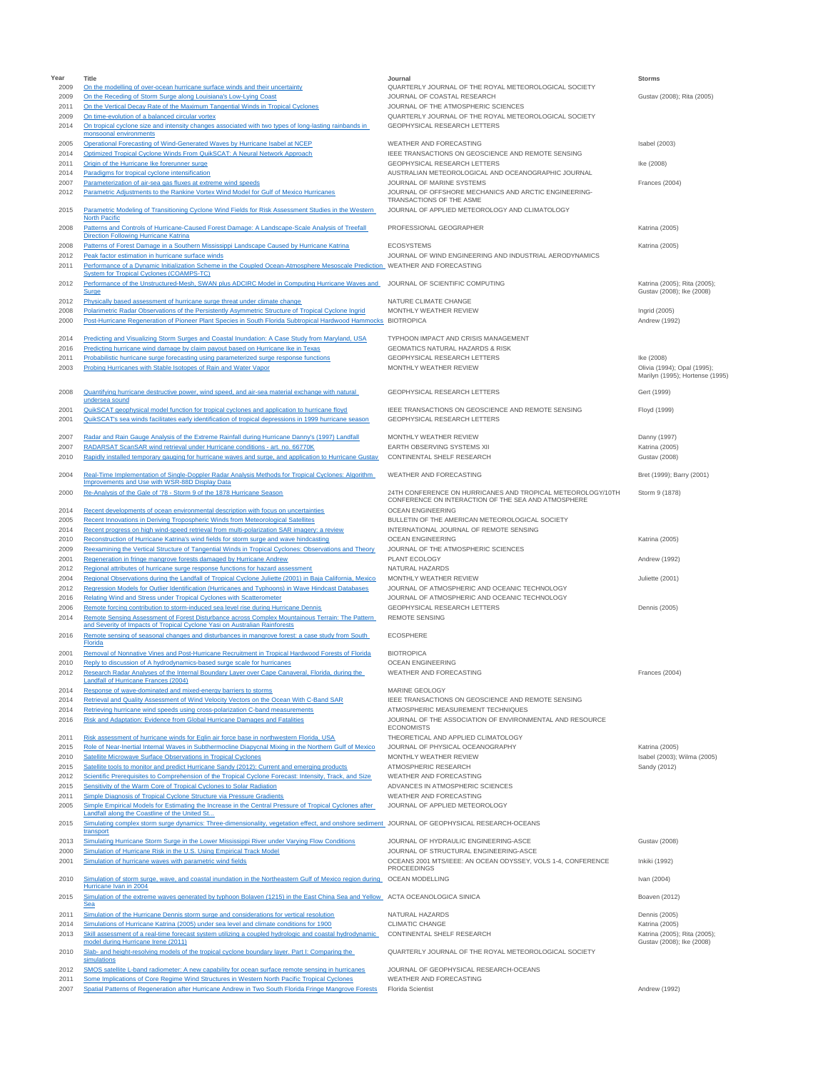| Year | Title | Journal | Storms |
|---|---|---|---|
| 2009 | On the modelling of over-ocean hurricane surface winds and their uncertainty | QUARTERLY JOURNAL OF THE ROYAL METEOROLOGICAL SOCIETY | |
| 2009 | On the Receding of Storm Surge along Louisiana's Low-Lying Coast | JOURNAL OF COASTAL RESEARCH | Gustav (2008); Rita (2005) |
| 2011 | On the Vertical Decay Rate of the Maximum Tangential Winds in Tropical Cyclones | JOURNAL OF THE ATMOSPHERIC SCIENCES | |
| 2009 | On time-evolution of a balanced circular vortex | QUARTERLY JOURNAL OF THE ROYAL METEOROLOGICAL SOCIETY | |
| 2014 | On tropical cyclone size and intensity changes associated with two types of long-lasting rainbands in monsoonal environments | GEOPHYSICAL RESEARCH LETTERS | |
| 2005 | Operational Forecasting of Wind-Generated Waves by Hurricane Isabel at NCEP | WEATHER AND FORECASTING | Isabel (2003) |
| 2014 | Optimized Tropical Cyclone Winds From QuikSCAT: A Neural Network Approach | IEEE TRANSACTIONS ON GEOSCIENCE AND REMOTE SENSING | |
| 2011 | Origin of the Hurricane Ike forerunner surge | GEOPHYSICAL RESEARCH LETTERS | Ike (2008) |
| 2014 | Paradigms for tropical cyclone intensification | AUSTRALIAN METEOROLOGICAL AND OCEANOGRAPHIC JOURNAL | |
| 2007 | Parameterization of air-sea gas fluxes at extreme wind speeds | JOURNAL OF MARINE SYSTEMS | Frances (2004) |
| 2012 | Parametric Adjustments to the Rankine Vortex Wind Model for Gulf of Mexico Hurricanes | JOURNAL OF OFFSHORE MECHANICS AND ARCTIC ENGINEERING-TRANSACTIONS OF THE ASME | |
| 2015 | Parametric Modeling of Transitioning Cyclone Wind Fields for Risk Assessment Studies in the Western North Pacific | JOURNAL OF APPLIED METEOROLOGY AND CLIMATOLOGY | |
| 2008 | Patterns and Controls of Hurricane-Caused Forest Damage: A Landscape-Scale Analysis of Treefall Direction Following Hurricane Katrina | PROFESSIONAL GEOGRAPHER | Katrina (2005) |
| 2008 | Patterns of Forest Damage in a Southern Mississippi Landscape Caused by Hurricane Katrina | ECOSYSTEMS | Katrina (2005) |
| 2012 | Peak factor estimation in hurricane surface winds | JOURNAL OF WIND ENGINEERING AND INDUSTRIAL AERODYNAMICS | |
| 2011 | Performance of a Dynamic Initialization Scheme in the Coupled Ocean-Atmosphere Mesoscale Prediction System for Tropical Cyclones (COAMPS-TC) | WEATHER AND FORECASTING | |
| 2012 | Performance of the Unstructured-Mesh, SWAN plus ADCIRC Model in Computing Hurricane Waves and Surge | JOURNAL OF SCIENTIFIC COMPUTING | Katrina (2005); Rita (2005); Gustav (2008); Ike (2008) |
| 2012 | Physically based assessment of hurricane surge threat under climate change | NATURE CLIMATE CHANGE | |
| 2008 | Polarimetric Radar Observations of the Persistently Asymmetric Structure of Tropical Cyclone Ingrid | MONTHLY WEATHER REVIEW | Ingrid (2005) |
| 2000 | Post-Hurricane Regeneration of Pioneer Plant Species in South Florida Subtropical Hardwood Hammocks | BIOTROPICA | Andrew (1992) |
| 2014 | Predicting and Visualizing Storm Surges and Coastal Inundation: A Case Study from Maryland, USA | TYPHOON IMPACT AND CRISIS MANAGEMENT | |
| 2016 | Predicting hurricane wind damage by claim payout based on Hurricane Ike in Texas | GEOMATICS NATURAL HAZARDS & RISK | |
| 2011 | Probabilistic hurricane surge forecasting using parameterized surge response functions | GEOPHYSICAL RESEARCH LETTERS | Ike (2008) |
| 2003 | Probing Hurricanes with Stable Isotopes of Rain and Water Vapor | MONTHLY WEATHER REVIEW | Olivia (1994); Opal (1995); Marilyn (1995); Hortense (1995) |
| 2008 | Quantifying hurricane destructive power, wind speed, and air-sea material exchange with natural undersea sound | GEOPHYSICAL RESEARCH LETTERS | Gert (1999) |
| 2001 | QuikSCAT geophysical model function for tropical cyclones and application to hurricane floyd | IEEE TRANSACTIONS ON GEOSCIENCE AND REMOTE SENSING | Floyd (1999) |
| 2001 | QuikSCAT's sea winds facilitates early identification of tropical depressions in 1999 hurricane season | GEOPHYSICAL RESEARCH LETTERS | |
| 2007 | Radar and Rain Gauge Analysis of the Extreme Rainfall during Hurricane Danny's (1997) Landfall | MONTHLY WEATHER REVIEW | Danny (1997) |
| 2007 | RADARSAT ScanSAR wind retrieval under Hurricane conditions - art. no. 66770K | EARTH OBSERVING SYSTEMS XII | Katrina (2005) |
| 2010 | Rapidly installed temporary gauging for hurricane waves and surge, and application to Hurricane Gustav | CONTINENTAL SHELF RESEARCH | Gustav (2008) |
| 2004 | Real-Time Implementation of Single-Doppler Radar Analysis Methods for Tropical Cyclones: Algorithm Improvements and Use with WSR-88D Display Data | WEATHER AND FORECASTING | Bret (1999); Barry (2001) |
| 2000 | Re-Analysis of the Gale of '78 - Storm 9 of the 1878 Hurricane Season | 24TH CONFERENCE ON HURRICANES AND TROPICAL METEOROLOGY/10TH CONFERENCE ON INTERACTION OF THE SEA AND ATMOSPHERE | Storm 9 (1878) |
| 2014 | Recent developments of ocean environmental description with focus on uncertainties | OCEAN ENGINEERING | |
| 2005 | Recent Innovations in Deriving Tropospheric Winds from Meteorological Satellites | BULLETIN OF THE AMERICAN METEOROLOGICAL SOCIETY | |
| 2014 | Recent progress on high wind-speed retrieval from multi-polarization SAR imagery: a review | INTERNATIONAL JOURNAL OF REMOTE SENSING | |
| 2010 | Reconstruction of Hurricane Katrina's wind fields for storm surge and wave hindcasting | OCEAN ENGINEERING | Katrina (2005) |
| 2009 | Reexamining the Vertical Structure of Tangential Winds in Tropical Cyclones: Observations and Theory | JOURNAL OF THE ATMOSPHERIC SCIENCES | |
| 2001 | Regeneration in fringe mangrove forests damaged by Hurricane Andrew | PLANT ECOLOGY | Andrew (1992) |
| 2012 | Regional attributes of hurricane surge response functions for hazard assessment | NATURAL HAZARDS | |
| 2004 | Regional Observations during the Landfall of Tropical Cyclone Juliette (2001) in Baja California, Mexico | MONTHLY WEATHER REVIEW | Juliette (2001) |
| 2012 | Regression Models for Outlier Identification (Hurricanes and Typhoons) in Wave Hindcast Databases | JOURNAL OF ATMOSPHERIC AND OCEANIC TECHNOLOGY | |
| 2016 | Relating Wind and Stress under Tropical Cyclones with Scatterometer | JOURNAL OF ATMOSPHERIC AND OCEANIC TECHNOLOGY | |
| 2006 | Remote forcing contribution to storm-induced sea level rise during Hurricane Dennis | GEOPHYSICAL RESEARCH LETTERS | Dennis (2005) |
| 2014 | Remote Sensing Assessment of Forest Disturbance across Complex Mountainous Terrain: The Pattern and Severity of Impacts of Tropical Cyclone Yasi on Australian Rainforests | REMOTE SENSING | |
| 2016 | Remote sensing of seasonal changes and disturbances in mangrove forest: a case study from South Florida | ECOSPHERE | |
| 2001 | Removal of Nonnative Vines and Post-Hurricane Recruitment in Tropical Hardwood Forests of Florida | BIOTROPICA | |
| 2010 | Reply to discussion of A hydrodynamics-based surge scale for hurricanes | OCEAN ENGINEERING | |
| 2012 | Research Radar Analyses of the Internal Boundary Layer over Cape Canaveral, Florida, during the Landfall of Hurricane Frances (2004) | WEATHER AND FORECASTING | Frances (2004) |
| 2014 | Response of wave-dominated and mixed-energy barriers to storms | MARINE GEOLOGY | |
| 2014 | Retrieval and Quality Assessment of Wind Velocity Vectors on the Ocean With C-Band SAR | IEEE TRANSACTIONS ON GEOSCIENCE AND REMOTE SENSING | |
| 2014 | Retrieving hurricane wind speeds using cross-polarization C-band measurements | ATMOSPHERIC MEASUREMENT TECHNIQUES | |
| 2016 | Risk and Adaptation: Evidence from Global Hurricane Damages and Fatalities | JOURNAL OF THE ASSOCIATION OF ENVIRONMENTAL AND RESOURCE ECONOMISTS | |
| 2011 | Risk assessment of hurricane winds for Eglin air force base in northwestern Florida, USA | THEORETICAL AND APPLIED CLIMATOLOGY | |
| 2015 | Role of Near-Inertial Internal Waves in Subthermocline Diapycnal Mixing in the Northern Gulf of Mexico | JOURNAL OF PHYSICAL OCEANOGRAPHY | Katrina (2005) |
| 2010 | Satellite Microwave Surface Observations in Tropical Cyclones | MONTHLY WEATHER REVIEW | Isabel (2003); Wilma (2005) |
| 2015 | Satellite tools to monitor and predict Hurricane Sandy (2012): Current and emerging products | ATMOSPHERIC RESEARCH | Sandy (2012) |
| 2012 | Scientific Prerequisites to Comprehension of the Tropical Cyclone Forecast: Intensity, Track, and Size | WEATHER AND FORECASTING | |
| 2015 | Sensitivity of the Warm Core of Tropical Cyclones to Solar Radiation | ADVANCES IN ATMOSPHERIC SCIENCES | |
| 2011 | Simple Diagnosis of Tropical Cyclone Structure via Pressure Gradients | WEATHER AND FORECASTING | |
| 2005 | Simple Empirical Models for Estimating the Increase in the Central Pressure of Tropical Cyclones after Landfall along the Coastline of the United St... | JOURNAL OF APPLIED METEOROLOGY | |
| 2015 | Simulating complex storm surge dynamics: Three-dimensionality, vegetation effect, and onshore sediment transport | JOURNAL OF GEOPHYSICAL RESEARCH-OCEANS | |
| 2013 | Simulating Hurricane Storm Surge in the Lower Mississippi River under Varying Flow Conditions | JOURNAL OF HYDRAULIC ENGINEERING-ASCE | Gustav (2008) |
| 2000 | Simulation of Hurricane Risk in the U.S. Using Empirical Track Model | JOURNAL OF STRUCTURAL ENGINEERING-ASCE | |
| 2001 | Simulation of hurricane waves with parametric wind fields | OCEANS 2001 MTS/IEEE: AN OCEAN ODYSSEY, VOLS 1-4, CONFERENCE PROCEEDINGS | Inkiki (1992) |
| 2010 | Simulation of storm surge, wave, and coastal inundation in the Northeastern Gulf of Mexico region during Hurricane Ivan in 2004 | OCEAN MODELLING | Ivan (2004) |
| 2015 | Simulation of the extreme waves generated by typhoon Bolaven (1215) in the East China Sea and Yellow Sea | ACTA OCEANOLOGICA SINICA | Boaven (2012) |
| 2011 | Simulation of the Hurricane Dennis storm surge and considerations for vertical resolution | NATURAL HAZARDS | Dennis (2005) |
| 2014 | Simulations of Hurricane Katrina (2005) under sea level and climate conditions for 1900 | CLIMATIC CHANGE | Katrina (2005) |
| 2013 | Skill assessment of a real-time forecast system utilizing a coupled hydrologic and coastal hydrodynamic model during Hurricane Irene (2011) | CONTINENTAL SHELF RESEARCH | Katrina (2005); Rita (2005); Gustav (2008); Ike (2008) |
| 2010 | Slab- and height-resolving models of the tropical cyclone boundary layer. Part I: Comparing the simulations | QUARTERLY JOURNAL OF THE ROYAL METEOROLOGICAL SOCIETY | |
| 2012 | SMOS satellite L-band radiometer: A new capability for ocean surface remote sensing in hurricanes | JOURNAL OF GEOPHYSICAL RESEARCH-OCEANS | |
| 2011 | Some Implications of Core Regime Wind Structures in Western North Pacific Tropical Cyclones | WEATHER AND FORECASTING | |
| 2007 | Spatial Patterns of Regeneration after Hurricane Andrew in Two South Florida Fringe Mangrove Forests | Florida Scientist | Andrew (1992) |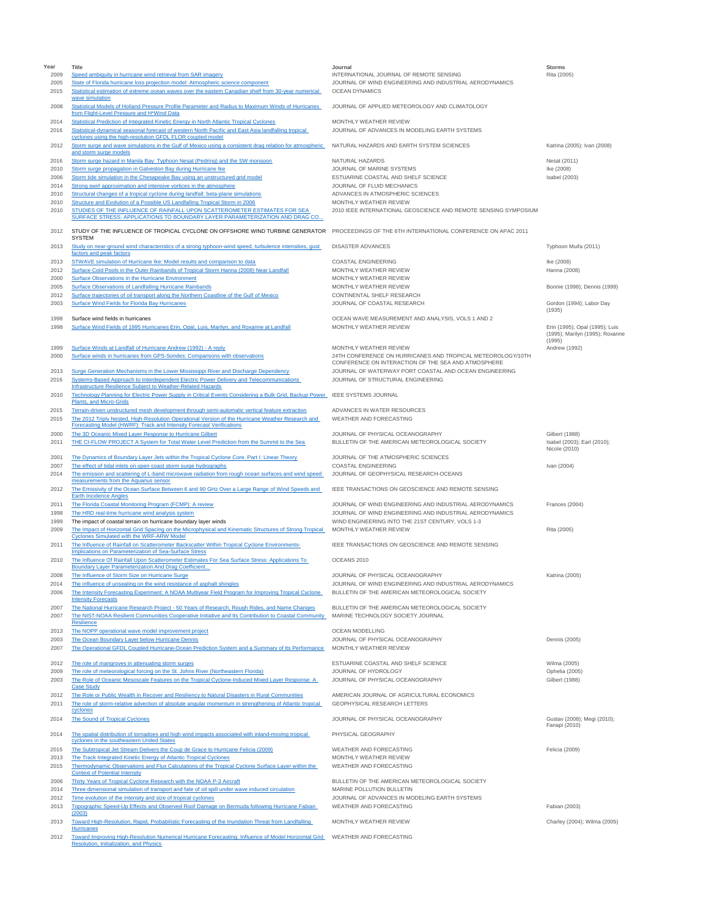| Year | Title | Journal | Storms |
|---|---|---|---|
| 2009 | Speed ambiguity in hurricane wind retrieval from SAR imagery | INTERNATIONAL JOURNAL OF REMOTE SENSING | Rita (2005) |
| 2005 | State of Florida hurricane loss projection model: Atmospheric science component | JOURNAL OF WIND ENGINEERING AND INDUSTRIAL AERODYNAMICS | |
| 2015 | Statistical estimation of extreme ocean waves over the eastern Canadian shelf from 30-year numerical wave simulation | OCEAN DYNAMICS | |
| 2008 | Statistical Models of Holland Pressure Profile Parameter and Radius to Maximum Winds of Hurricanes from Flight-Level Pressure and H*Wind Data | JOURNAL OF APPLIED METEOROLOGY AND CLIMATOLOGY | |
| 2014 | Statistical Prediction of Integrated Kinetic Energy in North Atlantic Tropical Cyclones | MONTHLY WEATHER REVIEW | |
| 2016 | Statistical-dynamical seasonal forecast of western North Pacific and East Asia landfalling tropical cyclones using the high-resolution GFDL FLOR coupled model | JOURNAL OF ADVANCES IN MODELING EARTH SYSTEMS | |
| 2012 | Storm surge and wave simulations in the Gulf of Mexico using a consistent drag relation for atmospheric and storm surge models | NATURAL HAZARDS AND EARTH SYSTEM SCIENCES | Katrina (2005); Ivan (2008) |
| 2016 | Storm surge hazard in Manila Bay: Typhoon Nesat (Pedring) and the SW monsoon | NATURAL HAZARDS | Nesat (2011) |
| 2010 | Storm surge propagation in Galveston Bay during Hurricane Ike | JOURNAL OF MARINE SYSTEMS | Ike (2008) |
| 2006 | Storm tide simulation in the Chesapeake Bay using an unstructured grid model | ESTUARINE COASTAL AND SHELF SCIENCE | Isabel (2003) |
| 2014 | Strong swirl approximation and intensive vortices in the atmosphere | JOURNAL OF FLUID MECHANICS | |
| 2010 | Structural changes of a tropical cyclone during landfall: beta-plane simulations | ADVANCES IN ATMOSPHERIC SCIENCES | |
| 2010 | Structure and Evolution of a Possible US Landfalling Tropical Storm in 2006 | MONTHLY WEATHER REVIEW | |
| 2010 | STUDIES OF THE INFLUENCE OF RAINFALL UPON SCATTEROMETER ESTIMATES FOR SEA SURFACE STRESS: APPLICATIONS TO BOUNDARY LAYER PARAMETERIZATION AND DRAG CO... | 2010 IEEE INTERNATIONAL GEOSCIENCE AND REMOTE SENSING SYMPOSIUM | |
| 2012 | STUDY OF THE INFLUENCE OF TROPICAL CYCLONE ON OFFSHORE WIND TURBINE GENERATOR SYSTEM | PROCEEDINGS OF THE 6TH INTERNATIONAL CONFERENCE ON APAC 2011 | |
| 2013 | Study on near-ground wind characteristics of a strong typhoon-wind speed, turbulence intensities, gust factors and peak factors | DISASTER ADVANCES | Typhoon Muifa (2011) |
| 2013 | STWAVE simulation of Hurricane Ike: Model results and comparison to data | COASTAL ENGINEERING | Ike (2008) |
| 2012 | Surface Cold Pools in the Outer Rainbands of Tropical Storm Hanna (2008) Near Landfall | MONTHLY WEATHER REVIEW | Hanna (2008) |
| 2000 | Surface Observations in the Hurricane Environment | MONTHLY WEATHER REVIEW | |
| 2005 | Surface Observations of Landfalling Hurricane Rainbands | MONTHLY WEATHER REVIEW | Bonnie (1998); Dennis (1999) |
| 2012 | Surface trajectories of oil transport along the Northern Coastline of the Gulf of Mexico | CONTINENTAL SHELF RESEARCH | |
| 2003 | Surface Wind Fields for Florida Bay Hurricanes | JOURNAL OF COASTAL RESEARCH | Gordon (1994); Labor Day (1935) |
| 1998 | Surface wind fields in hurricanes | OCEAN WAVE MEASUREMENT AND ANALYSIS, VOLS 1 AND 2 | |
| 1998 | Surface Wind Fields of 1995 Hurricanes Erin, Opal, Luis, Marilyn, and Roxanne at Landfall | MONTHLY WEATHER REVIEW | Erin (1995); Opal (1995); Luis (1995); Marilyn (1995); Roxanne (1995) |
| 1999 | Surface Winds at Landfall of Hurricane Andrew (1992) - A reply | MONTHLY WEATHER REVIEW | Andrew (1992) |
| 2000 | Surface winds in hurricanes from GPS-Sondes: Comparisons with observations | 24TH CONFERENCE ON HURRICANES AND TROPICAL METEOROLOGY/10TH CONFERENCE ON INTERACTION OF THE SEA AND ATMOSPHERE | |
| 2013 | Surge Generation Mechanisms in the Lower Mississippi River and Discharge Dependency | JOURNAL OF WATERWAY PORT COASTAL AND OCEAN ENGINEERING | |
| 2016 | Systems-Based Approach to Interdependent Electric Power Delivery and Telecommunications Infrastructure Resilience Subject to Weather-Related Hazards | JOURNAL OF STRUCTURAL ENGINEERING | |
| 2010 | Technology Planning for Electric Power Supply in Critical Events Considering a Bulk Grid, Backup Power Plants, and Micro-Grids | IEEE SYSTEMS JOURNAL | |
| 2015 | Terrain-driven unstructured mesh development through semi-automatic vertical feature extraction | ADVANCES IN WATER RESOURCES | |
| 2015 | The 2012 Triply Nested, High-Resolution Operational Version of the Hurricane Weather Research and Forecasting Model (HWRF): Track and Intensity Forecast Verifications | WEATHER AND FORECASTING | |
| 2000 | The 3D Oceanic Mixed Layer Response to Hurricane Gilbert | JOURNAL OF PHYSICAL OCEANOGRAPHY | Gilbert (1988) |
| 2011 | THE CI-FLOW PROJECT A System for Total Water Level Prediction from the Summit to the Sea | BULLETIN OF THE AMERICAN METEOROLOGICAL SOCIETY | Isabel (2003); Earl (2010); Nicole (2010) |
| 2001 | The Dynamics of Boundary Layer Jets within the Tropical Cyclone Core. Part I: Linear Theory | JOURNAL OF THE ATMOSPHERIC SCIENCES | |
| 2007 | The effect of tidal inlets on open coast storm surge hydrographs | COASTAL ENGINEERING | Ivan (2004) |
| 2014 | The emission and scattering of L-band microwave radiation from rough ocean surfaces and wind speed measurements from the Aquarius sensor | JOURNAL OF GEOPHYSICAL RESEARCH-OCEANS | |
| 2012 | The Emissivity of the Ocean Surface Between 6 and 90 GHz Over a Large Range of Wind Speeds and Earth Incidence Angles | IEEE TRANSACTIONS ON GEOSCIENCE AND REMOTE SENSING | |
| 2011 | The Florida Coastal Monitoring Program (FCMP): A review | JOURNAL OF WIND ENGINEERING AND INDUSTRIAL AERODYNAMICS | Frances (2004) |
| 1998 | The HRD real-time hurricane wind analysis system | JOURNAL OF WIND ENGINEERING AND INDUSTRIAL AERODYNAMICS | |
| 1999 | The impact of coastal terrain on hurricane boundary layer winds | WIND ENGINEERING INTO THE 21ST CENTURY, VOLS 1-3 | |
| 2009 | The Impact of Horizontal Grid Spacing on the Microphysical and Kinematic Structures of Strong Tropical Cyclones Simulated with the WRF-ARW Model | MONTHLY WEATHER REVIEW | Rita (2005) |
| 2011 | The Influence of Rainfall on Scatterometer Backscatter Within Tropical Cyclone Environments-Implications on Parameterization of Sea-Surface Stress | IEEE TRANSACTIONS ON GEOSCIENCE AND REMOTE SENSING | |
| 2010 | The Influence Of Rainfall Upon Scatterometer Estimates For Sea Surface Stress: Applications To Boundary Layer Parameterization And Drag Coefficient... | OCEANS 2010 | |
| 2008 | The Influence of Storm Size on Hurricane Surge | JOURNAL OF PHYSICAL OCEANOGRAPHY | Katrina (2005) |
| 2014 | The influence of unsealing on the wind resistance of asphalt shingles | JOURNAL OF WIND ENGINEERING AND INDUSTRIAL AERODYNAMICS | |
| 2006 | The Intensity Forecasting Experiment: A NOAA Multiyear Field Program for Improving Tropical Cyclone Intensity Forecasts | BULLETIN OF THE AMERICAN METEOROLOGICAL SOCIETY | |
| 2007 | The National Hurricane Research Project - 50 Years of Research, Rough Rides, and Name Changes | BULLETIN OF THE AMERICAN METEOROLOGICAL SOCIETY | |
| 2007 | The NIST-NOAA Resilient Communities Cooperative Initiative and Its Contribution to Coastal Community Resilience | MARINE TECHNOLOGY SOCIETY JOURNAL | |
| 2013 | The NOPP operational wave model improvement project | OCEAN MODELLING | |
| 2003 | The Ocean Boundary Layer below Hurricane Dennis | JOURNAL OF PHYSICAL OCEANOGRAPHY | Dennis (2005) |
| 2007 | The Operational GFDL Coupled Hurricane-Ocean Prediction System and a Summary of Its Performance | MONTHLY WEATHER REVIEW | |
| 2012 | The role of mangroves in attenuating storm surges | ESTUARINE COASTAL AND SHELF SCIENCE | Wilma (2005) |
| 2009 | The role of meteorological forcing on the St. Johns River (Northeastern Florida) | JOURNAL OF HYDROLOGY | Ophelia (2005) |
| 2003 | The Role of Oceanic Mesoscale Features on the Tropical Cyclone-Induced Mixed Layer Response: A Case Study | JOURNAL OF PHYSICAL OCEANOGRAPHY | Gilbert (1988) |
| 2012 | The Role or Public Wealth in Recover and Resiliency to Natural Disasters in Rural Communities | AMERICAN JOURNAL OF AGRICULTURAL ECONOMICS | |
| 2011 | The role of storm-relative advection of absolute angular momentum in strengthening of Atlantic tropical cyclones | GEOPHYSICAL RESEARCH LETTERS | |
| 2014 | The Sound of Tropical Cyclones | JOURNAL OF PHYSICAL OCEANOGRAPHY | Gustav (2008); Megi (2010); Fanapi (2010) |
| 2014 | The spatial distribution of tornadoes and high wind impacts associated with inland-moving tropical cyclones in the southeastern United States | PHYSICAL GEOGRAPHY | |
| 2015 | The Subtropical Jet Stream Delivers the Coup de Grace to Hurricane Felicia (2009) | WEATHER AND FORECASTING | Felicia (2009) |
| 2013 | The Track Integrated Kinetic Energy of Atlantic Tropical Cyclones | MONTHLY WEATHER REVIEW | |
| 2015 | Thermodynamic Observations and Flux Calculations of the Tropical Cyclone Surface Layer within the Context of Potential Intensity | WEATHER AND FORECASTING | |
| 2006 | Thirty Years of Tropical Cyclone Research with the NOAA P-3 Aircraft | BULLETIN OF THE AMERICAN METEOROLOGICAL SOCIETY | |
| 2014 | Three dimensional simulation of transport and fate of oil spill under wave induced circulation | MARINE POLLUTION BULLETIN | |
| 2012 | Time evolution of the intensity and size of tropical cyclones | JOURNAL OF ADVANCES IN MODELING EARTH SYSTEMS | |
| 2013 | Topographic Speed-Up Effects and Observed Roof Damage on Bermuda following Hurricane Fabian (2003) | WEATHER AND FORECASTING | Fabian (2003) |
| 2013 | Toward High-Resolution, Rapid, Probabilistic Forecasting of the Inundation Threat from Landfalling Hurricanes | MONTHLY WEATHER REVIEW | Charley (2004); Wilma (2005) |
| 2012 | Toward Improving High-Resolution Numerical Hurricane Forecasting: Influence of Model Horizontal Grid Resolution, Initialization, and Physics | WEATHER AND FORECASTING | |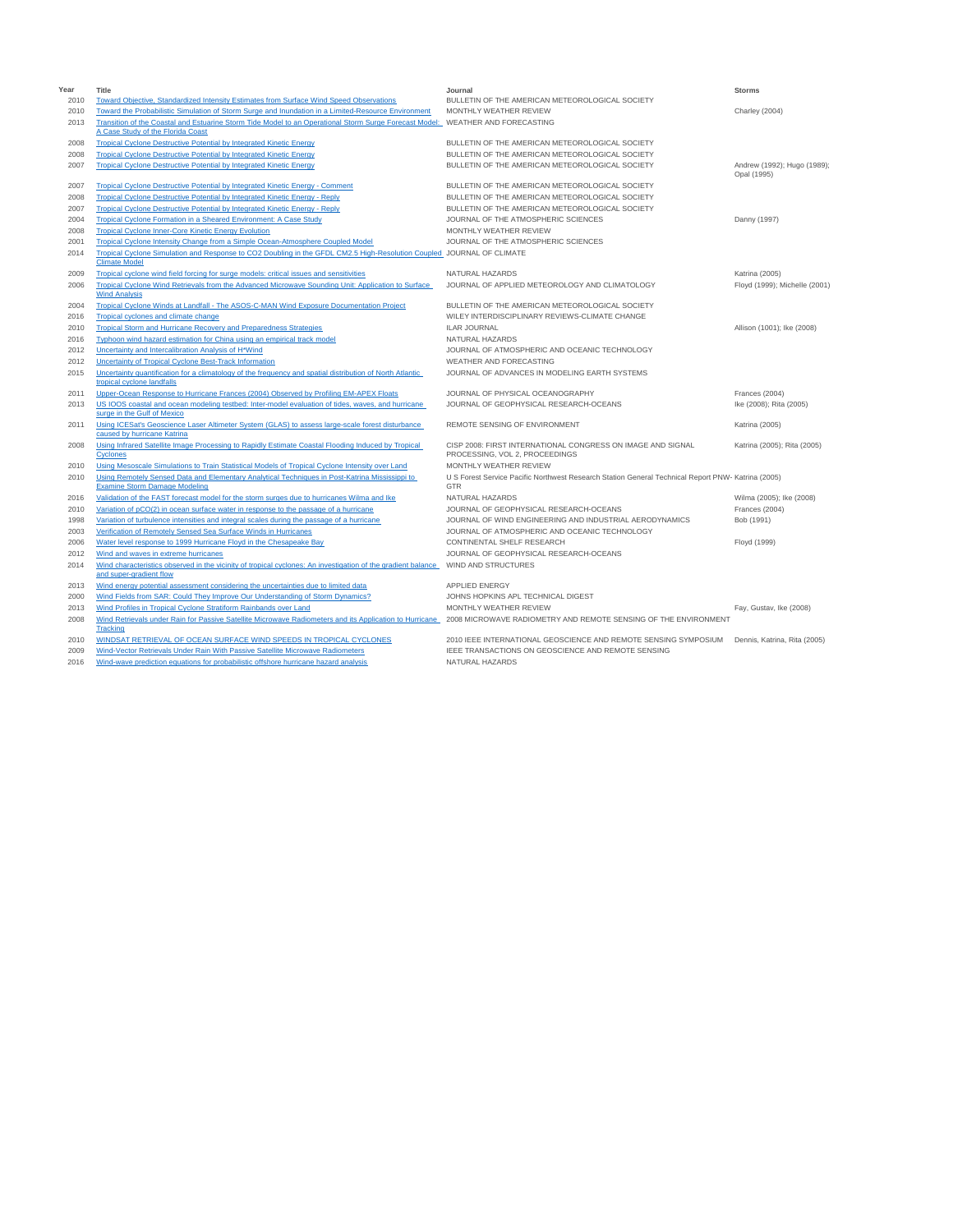| Year | Title | Journal | Storms |
|---|---|---|---|
| 2010 | Toward Objective, Standardized Intensity Estimates from Surface Wind Speed Observations | BULLETIN OF THE AMERICAN METEOROLOGICAL SOCIETY | |
| 2010 | Toward the Probabilistic Simulation of Storm Surge and Inundation in a Limited-Resource Environment | MONTHLY WEATHER REVIEW | Charley (2004) |
| 2013 | Transition of the Coastal and Estuarine Storm Tide Model to an Operational Storm Surge Forecast Model: A Case Study of the Florida Coast | WEATHER AND FORECASTING | |
| 2008 | Tropical Cyclone Destructive Potential by Integrated Kinetic Energy | BULLETIN OF THE AMERICAN METEOROLOGICAL SOCIETY | |
| 2008 | Tropical Cyclone Destructive Potential by Integrated Kinetic Energy | BULLETIN OF THE AMERICAN METEOROLOGICAL SOCIETY | |
| 2007 | Tropical Cyclone Destructive Potential by Integrated Kinetic Energy | BULLETIN OF THE AMERICAN METEOROLOGICAL SOCIETY | Andrew (1992); Hugo (1989); Opal (1995) |
| 2007 | Tropical Cyclone Destructive Potential by Integrated Kinetic Energy - Comment | BULLETIN OF THE AMERICAN METEOROLOGICAL SOCIETY | |
| 2008 | Tropical Cyclone Destructive Potential by Integrated Kinetic Energy - Reply | BULLETIN OF THE AMERICAN METEOROLOGICAL SOCIETY | |
| 2007 | Tropical Cyclone Destructive Potential by Integrated Kinetic Energy - Reply | BULLETIN OF THE AMERICAN METEOROLOGICAL SOCIETY | |
| 2004 | Tropical Cyclone Formation in a Sheared Environment: A Case Study | JOURNAL OF THE ATMOSPHERIC SCIENCES | Danny (1997) |
| 2008 | Tropical Cyclone Inner-Core Kinetic Energy Evolution | MONTHLY WEATHER REVIEW | |
| 2001 | Tropical Cyclone Intensity Change from a Simple Ocean-Atmosphere Coupled Model | JOURNAL OF THE ATMOSPHERIC SCIENCES | |
| 2014 | Tropical Cyclone Simulation and Response to CO2 Doubling in the GFDL CM2.5 High-Resolution Coupled Climate Model | JOURNAL OF CLIMATE | |
| 2009 | Tropical cyclone wind field forcing for surge models: critical issues and sensitivities | NATURAL HAZARDS | Katrina (2005) |
| 2006 | Tropical Cyclone Wind Retrievals from the Advanced Microwave Sounding Unit: Application to Surface Wind Analysis | JOURNAL OF APPLIED METEOROLOGY AND CLIMATOLOGY | Floyd (1999); Michelle (2001) |
| 2004 | Tropical Cyclone Winds at Landfall - The ASOS-C-MAN Wind Exposure Documentation Project | BULLETIN OF THE AMERICAN METEOROLOGICAL SOCIETY | |
| 2016 | Tropical cyclones and climate change | WILEY INTERDISCIPLINARY REVIEWS-CLIMATE CHANGE | |
| 2010 | Tropical Storm and Hurricane Recovery and Preparedness Strategies | ILAR JOURNAL | Allison (1001); Ike (2008) |
| 2016 | Typhoon wind hazard estimation for China using an empirical track model | NATURAL HAZARDS | |
| 2012 | Uncertainty and Intercalibration Analysis of H*Wind | JOURNAL OF ATMOSPHERIC AND OCEANIC TECHNOLOGY | |
| 2012 | Uncertainty of Tropical Cyclone Best-Track Information | WEATHER AND FORECASTING | |
| 2015 | Uncertainty quantification for a climatology of the frequency and spatial distribution of North Atlantic tropical cyclone landfalls | JOURNAL OF ADVANCES IN MODELING EARTH SYSTEMS | |
| 2011 | Upper-Ocean Response to Hurricane Frances (2004) Observed by Profiling EM-APEX Floats | JOURNAL OF PHYSICAL OCEANOGRAPHY | Frances (2004) |
| 2013 | US IOOS coastal and ocean modeling testbed: Inter-model evaluation of tides, waves, and hurricane surge in the Gulf of Mexico | JOURNAL OF GEOPHYSICAL RESEARCH-OCEANS | Ike (2008); Rita (2005) |
| 2011 | Using ICESat's Geoscience Laser Altimeter System (GLAS) to assess large-scale forest disturbance caused by hurricane Katrina | REMOTE SENSING OF ENVIRONMENT | Katrina (2005) |
| 2008 | Using Infrared Satellite Image Processing to Rapidly Estimate Coastal Flooding Induced by Tropical Cyclones | CISP 2008: FIRST INTERNATIONAL CONGRESS ON IMAGE AND SIGNAL PROCESSING, VOL 2, PROCEEDINGS | Katrina (2005); Rita (2005) |
| 2010 | Using Mesoscale Simulations to Train Statistical Models of Tropical Cyclone Intensity over Land | MONTHLY WEATHER REVIEW | |
| 2010 | Using Remotely Sensed Data and Elementary Analytical Techniques in Post-Katrina Mississippi to Examine Storm Damage Modeling | U S Forest Service Pacific Northwest Research Station General Technical Report PNW-GTR | Katrina (2005) |
| 2016 | Validation of the FAST forecast model for the storm surges due to hurricanes Wilma and Ike | NATURAL HAZARDS | Wilma (2005); Ike (2008) |
| 2010 | Variation of pCO(2) in ocean surface water in response to the passage of a hurricane | JOURNAL OF GEOPHYSICAL RESEARCH-OCEANS | Frances (2004) |
| 1998 | Variation of turbulence intensities and integral scales during the passage of a hurricane | JOURNAL OF WIND ENGINEERING AND INDUSTRIAL AERODYNAMICS | Bob (1991) |
| 2003 | Verification of Remotely Sensed Sea Surface Winds in Hurricanes | JOURNAL OF ATMOSPHERIC AND OCEANIC TECHNOLOGY | |
| 2006 | Water level response to 1999 Hurricane Floyd in the Chesapeake Bay | CONTINENTAL SHELF RESEARCH | Floyd (1999) |
| 2012 | Wind and waves in extreme hurricanes | JOURNAL OF GEOPHYSICAL RESEARCH-OCEANS | |
| 2014 | Wind characteristics observed in the vicinity of tropical cyclones: An investigation of the gradient balance and super-gradient flow | WIND AND STRUCTURES | |
| 2013 | Wind energy potential assessment considering the uncertainties due to limited data | APPLIED ENERGY | |
| 2000 | Wind Fields from SAR: Could They Improve Our Understanding of Storm Dynamics? | JOHNS HOPKINS APL TECHNICAL DIGEST | |
| 2013 | Wind Profiles in Tropical Cyclone Stratiform Rainbands over Land | MONTHLY WEATHER REVIEW | Fay, Gustav, Ike (2008) |
| 2008 | Wind Retrievals under Rain for Passive Satellite Microwave Radiometers and its Application to Hurricane Tracking | 2008 MICROWAVE RADIOMETRY AND REMOTE SENSING OF THE ENVIRONMENT | |
| 2010 | WINDSAT RETRIEVAL OF OCEAN SURFACE WIND SPEEDS IN TROPICAL CYCLONES | 2010 IEEE INTERNATIONAL GEOSCIENCE AND REMOTE SENSING SYMPOSIUM | Dennis, Katrina, Rita (2005) |
| 2009 | Wind-Vector Retrievals Under Rain With Passive Satellite Microwave Radiometers | IEEE TRANSACTIONS ON GEOSCIENCE AND REMOTE SENSING | |
| 2016 | Wind-wave prediction equations for probabilistic offshore hurricane hazard analysis | NATURAL HAZARDS | |